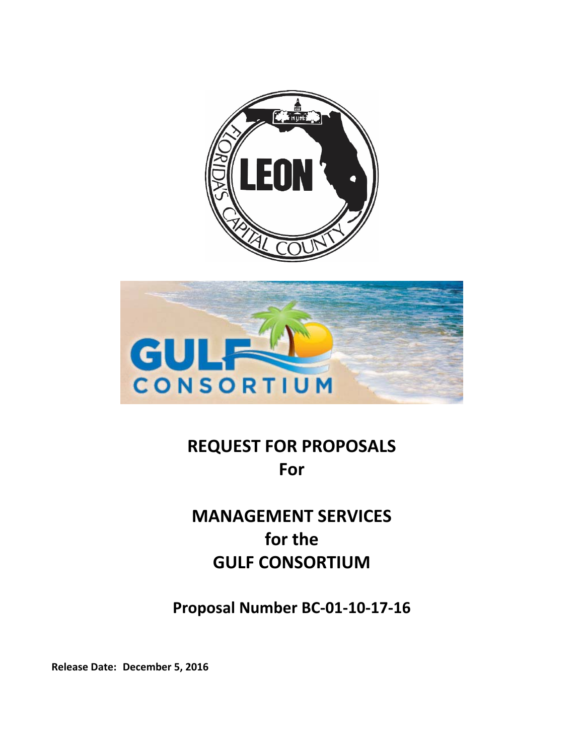# REQUEST FOR PROPOSALS
# For

# MANAGEMENT SERVICES
# for the
# GULF CONSORTIUM

## Proposal Number BC-01-10-17-16

**Release Date: December 5, 2016**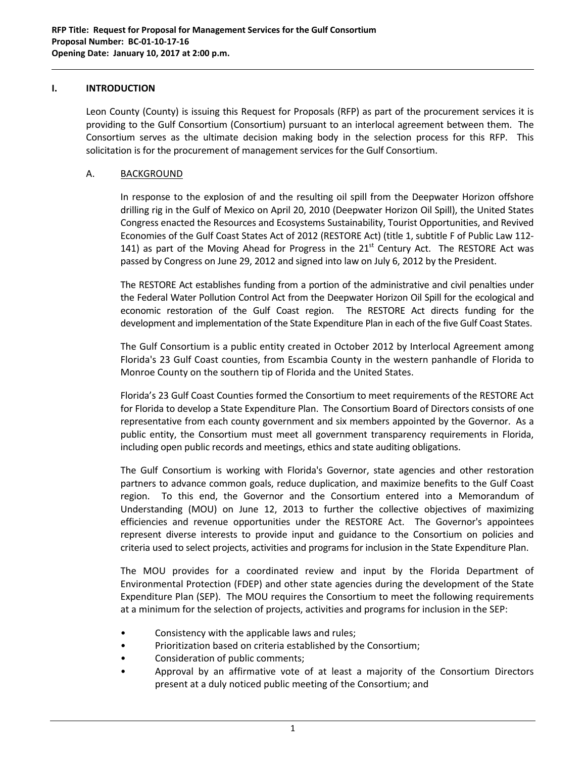**RFP Title: Request for Proposal for Management Services for the Gulf Consortium**
**Proposal Number: BC-01-10-17-16**
**Opening Date: January 10, 2017 at 2:00 p.m.**

## I. INTRODUCTION

Leon County (County) is issuing this Request for Proposals (RFP) as part of the procurement services it is providing to the Gulf Consortium (Consortium) pursuant to an interlocal agreement between them. The Consortium serves as the ultimate decision making body in the selection process for this RFP. This solicitation is for the procurement of management services for the Gulf Consortium.

### A. BACKGROUND

In response to the explosion of and the resulting oil spill from the Deepwater Horizon offshore drilling rig in the Gulf of Mexico on April 20, 2010 (Deepwater Horizon Oil Spill), the United States Congress enacted the Resources and Ecosystems Sustainability, Tourist Opportunities, and Revived Economies of the Gulf Coast States Act of 2012 (RESTORE Act) (title 1, subtitle F of Public Law 112-141) as part of the Moving Ahead for Progress in the 21st Century Act. The RESTORE Act was passed by Congress on June 29, 2012 and signed into law on July 6, 2012 by the President.

The RESTORE Act establishes funding from a portion of the administrative and civil penalties under the Federal Water Pollution Control Act from the Deepwater Horizon Oil Spill for the ecological and economic restoration of the Gulf Coast region. The RESTORE Act directs funding for the development and implementation of the State Expenditure Plan in each of the five Gulf Coast States.

The Gulf Consortium is a public entity created in October 2012 by Interlocal Agreement among Florida's 23 Gulf Coast counties, from Escambia County in the western panhandle of Florida to Monroe County on the southern tip of Florida and the United States.

Florida's 23 Gulf Coast Counties formed the Consortium to meet requirements of the RESTORE Act for Florida to develop a State Expenditure Plan. The Consortium Board of Directors consists of one representative from each county government and six members appointed by the Governor. As a public entity, the Consortium must meet all government transparency requirements in Florida, including open public records and meetings, ethics and state auditing obligations.

The Gulf Consortium is working with Florida's Governor, state agencies and other restoration partners to advance common goals, reduce duplication, and maximize benefits to the Gulf Coast region. To this end, the Governor and the Consortium entered into a Memorandum of Understanding (MOU) on June 12, 2013 to further the collective objectives of maximizing efficiencies and revenue opportunities under the RESTORE Act. The Governor's appointees represent diverse interests to provide input and guidance to the Consortium on policies and criteria used to select projects, activities and programs for inclusion in the State Expenditure Plan.

The MOU provides for a coordinated review and input by the Florida Department of Environmental Protection (FDEP) and other state agencies during the development of the State Expenditure Plan (SEP). The MOU requires the Consortium to meet the following requirements at a minimum for the selection of projects, activities and programs for inclusion in the SEP:

- Consistency with the applicable laws and rules;
- Prioritization based on criteria established by the Consortium;
- Consideration of public comments;
- Approval by an affirmative vote of at least a majority of the Consortium Directors present at a duly noticed public meeting of the Consortium; and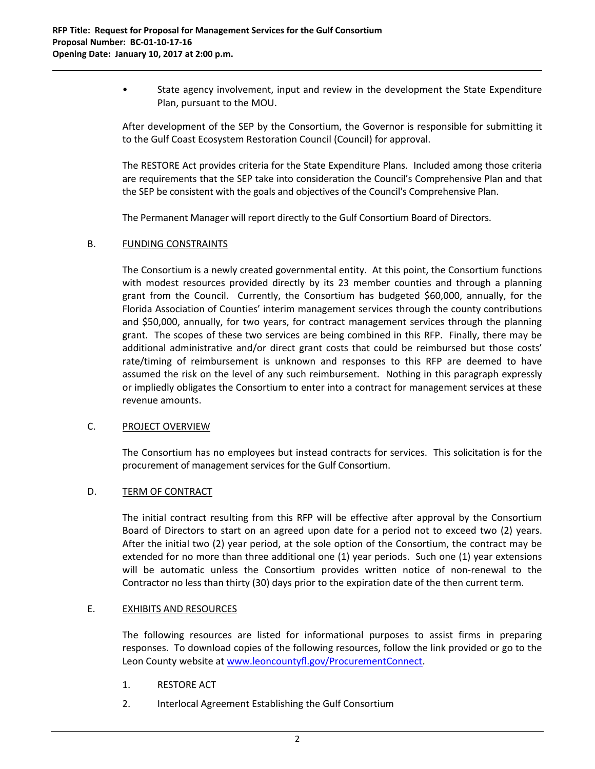- State agency involvement, input and review in the development the State Expenditure Plan, pursuant to the MOU.

After development of the SEP by the Consortium, the Governor is responsible for submitting it to the Gulf Coast Ecosystem Restoration Council (Council) for approval.

The RESTORE Act provides criteria for the State Expenditure Plans. Included among those criteria are requirements that the SEP take into consideration the Council's Comprehensive Plan and that the SEP be consistent with the goals and objectives of the Council's Comprehensive Plan.

The Permanent Manager will report directly to the Gulf Consortium Board of Directors.

## B. FUNDING CONSTRAINTS

The Consortium is a newly created governmental entity. At this point, the Consortium functions with modest resources provided directly by its 23 member counties and through a planning grant from the Council. Currently, the Consortium has budgeted $60,000, annually, for the Florida Association of Counties' interim management services through the county contributions and $50,000, annually, for two years, for contract management services through the planning grant. The scopes of these two services are being combined in this RFP. Finally, there may be additional administrative and/or direct grant costs that could be reimbursed but those costs' rate/timing of reimbursement is unknown and responses to this RFP are deemed to have assumed the risk on the level of any such reimbursement. Nothing in this paragraph expressly or impliedly obligates the Consortium to enter into a contract for management services at these revenue amounts.

## C. PROJECT OVERVIEW

The Consortium has no employees but instead contracts for services. This solicitation is for the procurement of management services for the Gulf Consortium.

## D. TERM OF CONTRACT

The initial contract resulting from this RFP will be effective after approval by the Consortium Board of Directors to start on an agreed upon date for a period not to exceed two (2) years. After the initial two (2) year period, at the sole option of the Consortium, the contract may be extended for no more than three additional one (1) year periods. Such one (1) year extensions will be automatic unless the Consortium provides written notice of non-renewal to the Contractor no less than thirty (30) days prior to the expiration date of the then current term.

## E. EXHIBITS AND RESOURCES

The following resources are listed for informational purposes to assist firms in preparing responses. To download copies of the following resources, follow the link provided or go to the Leon County website at www.leoncountyfl.gov/ProcurementConnect.

1. RESTORE ACT
2. Interlocal Agreement Establishing the Gulf Consortium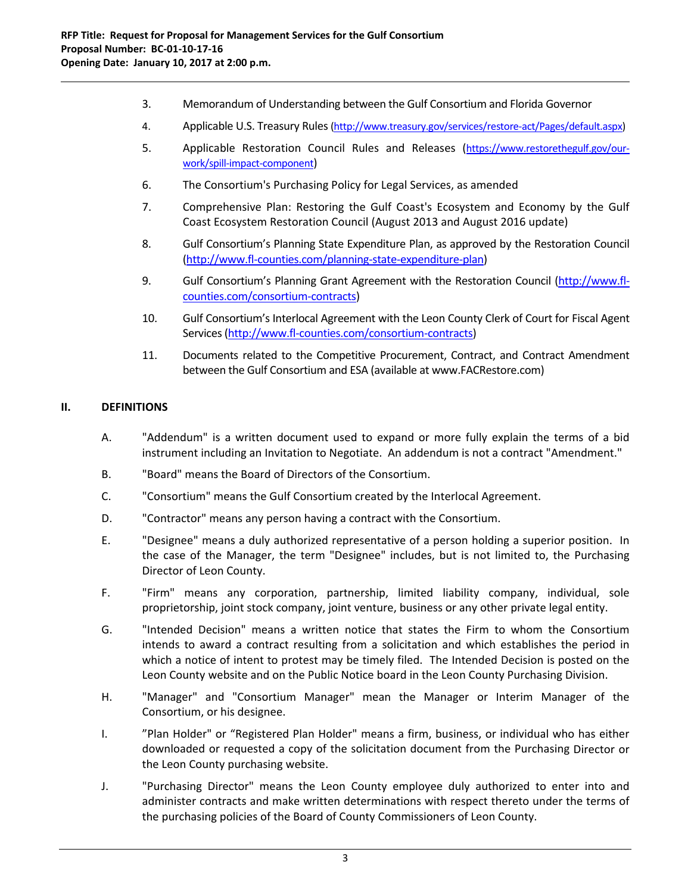3. Memorandum of Understanding between the Gulf Consortium and Florida Governor

4. Applicable U.S. Treasury Rules (http://www.treasury.gov/services/restore-act/Pages/default.aspx)

5. Applicable Restoration Council Rules and Releases (https://www.restorethegulf.gov/our-work/spill-impact-component)

6. The Consortium's Purchasing Policy for Legal Services, as amended

7. Comprehensive Plan: Restoring the Gulf Coast's Ecosystem and Economy by the Gulf Coast Ecosystem Restoration Council (August 2013 and August 2016 update)

8. Gulf Consortium's Planning State Expenditure Plan, as approved by the Restoration Council (http://www.fl-counties.com/planning-state-expenditure-plan)

9. Gulf Consortium's Planning Grant Agreement with the Restoration Council (http://www.fl-counties.com/consortium-contracts)

10. Gulf Consortium's Interlocal Agreement with the Leon County Clerk of Court for Fiscal Agent Services (http://www.fl-counties.com/consortium-contracts)

11. Documents related to the Competitive Procurement, Contract, and Contract Amendment between the Gulf Consortium and ESA (available at www.FACRestore.com)

## II. DEFINITIONS

A. "Addendum" is a written document used to expand or more fully explain the terms of a bid instrument including an Invitation to Negotiate. An addendum is not a contract "Amendment."

B. "Board" means the Board of Directors of the Consortium.

C. "Consortium" means the Gulf Consortium created by the Interlocal Agreement.

D. "Contractor" means any person having a contract with the Consortium.

E. "Designee" means a duly authorized representative of a person holding a superior position. In the case of the Manager, the term "Designee" includes, but is not limited to, the Purchasing Director of Leon County.

F. "Firm" means any corporation, partnership, limited liability company, individual, sole proprietorship, joint stock company, joint venture, business or any other private legal entity.

G. "Intended Decision" means a written notice that states the Firm to whom the Consortium intends to award a contract resulting from a solicitation and which establishes the period in which a notice of intent to protest may be timely filed. The Intended Decision is posted on the Leon County website and on the Public Notice board in the Leon County Purchasing Division.

H. "Manager" and "Consortium Manager" mean the Manager or Interim Manager of the Consortium, or his designee.

I. "Plan Holder" or "Registered Plan Holder" means a firm, business, or individual who has either downloaded or requested a copy of the solicitation document from the Purchasing Director or the Leon County purchasing website.

J. "Purchasing Director" means the Leon County employee duly authorized to enter into and administer contracts and make written determinations with respect thereto under the terms of the purchasing policies of the Board of County Commissioners of Leon County.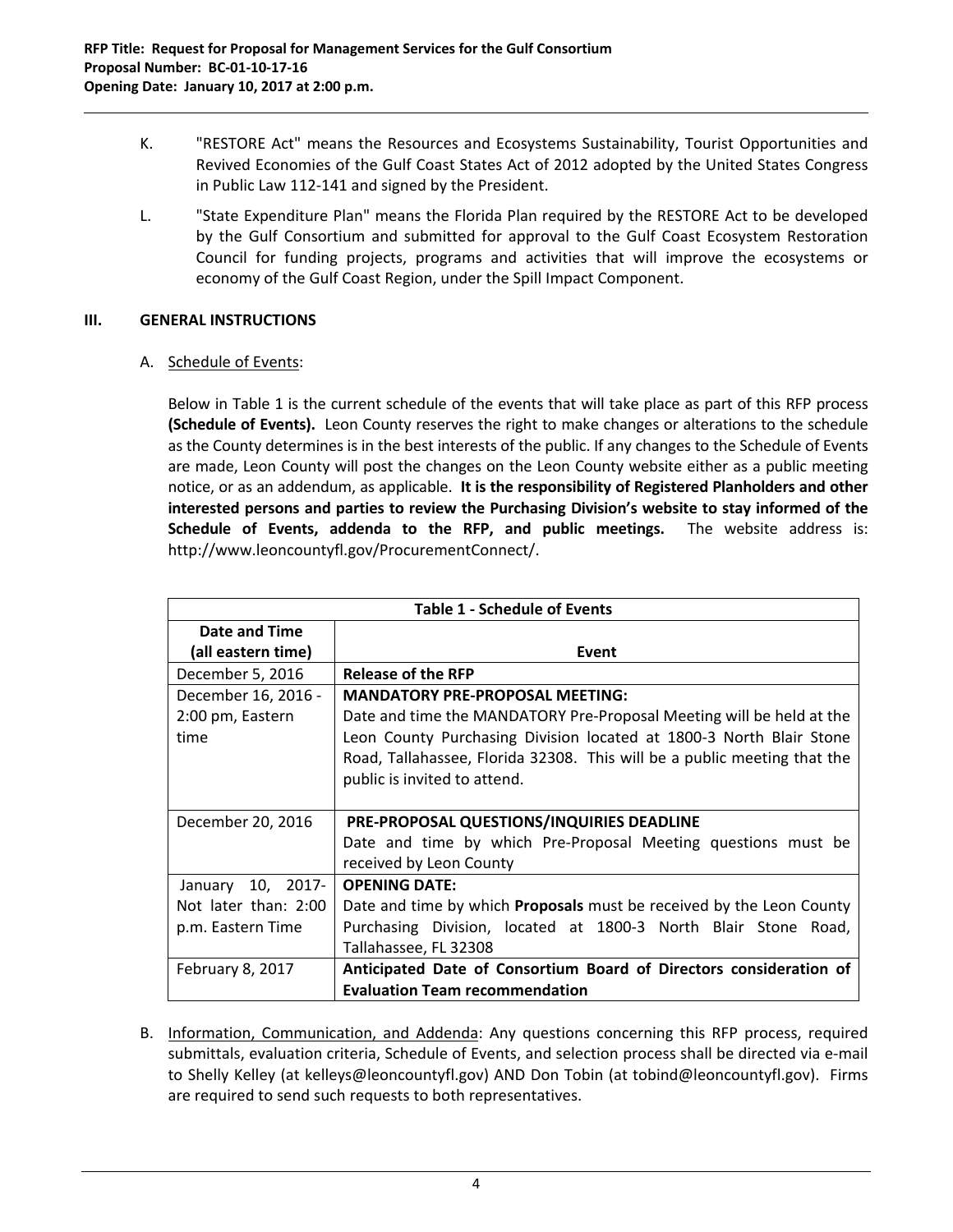K. "RESTORE Act" means the Resources and Ecosystems Sustainability, Tourist Opportunities and Revived Economies of the Gulf Coast States Act of 2012 adopted by the United States Congress in Public Law 112-141 and signed by the President.

L. "State Expenditure Plan" means the Florida Plan required by the RESTORE Act to be developed by the Gulf Consortium and submitted for approval to the Gulf Coast Ecosystem Restoration Council for funding projects, programs and activities that will improve the ecosystems or economy of the Gulf Coast Region, under the Spill Impact Component.

## III. GENERAL INSTRUCTIONS

A. Schedule of Events:

Below in Table 1 is the current schedule of the events that will take place as part of this RFP process **(Schedule of Events).** Leon County reserves the right to make changes or alterations to the schedule as the County determines is in the best interests of the public. If any changes to the Schedule of Events are made, Leon County will post the changes on the Leon County website either as a public meeting notice, or as an addendum, as applicable. **It is the responsibility of Registered Planholders and other interested persons and parties to review the Purchasing Division's website to stay informed of the Schedule of Events, addenda to the RFP, and public meetings.** The website address is: http://www.leoncountyfl.gov/ProcurementConnect/.

| **Table 1 - Schedule of Events** | |
|---|---|
| **Date and Time (all eastern time)** | **Event** |
| December 5, 2016 | **Release of the RFP** |
| December 16, 2016 - 2:00 pm, Eastern time | **MANDATORY PRE-PROPOSAL MEETING:** Date and time the MANDATORY Pre-Proposal Meeting will be held at the Leon County Purchasing Division located at 1800-3 North Blair Stone Road, Tallahassee, Florida 32308. This will be a public meeting that the public is invited to attend. |
| December 20, 2016 | **PRE-PROPOSAL QUESTIONS/INQUIRIES DEADLINE** Date and time by which Pre-Proposal Meeting questions must be received by Leon County |
| January 10, 2017- Not later than: 2:00 p.m. Eastern Time | **OPENING DATE:** Date and time by which **Proposals** must be received by the Leon County Purchasing Division, located at 1800-3 North Blair Stone Road, Tallahassee, FL 32308 |
| February 8, 2017 | **Anticipated Date of Consortium Board of Directors consideration of Evaluation Team recommendation** |

B. Information, Communication, and Addenda: Any questions concerning this RFP process, required submittals, evaluation criteria, Schedule of Events, and selection process shall be directed via e-mail to Shelly Kelley (at kelleys@leoncountyfl.gov) AND Don Tobin (at tobind@leoncountyfl.gov). Firms are required to send such requests to both representatives.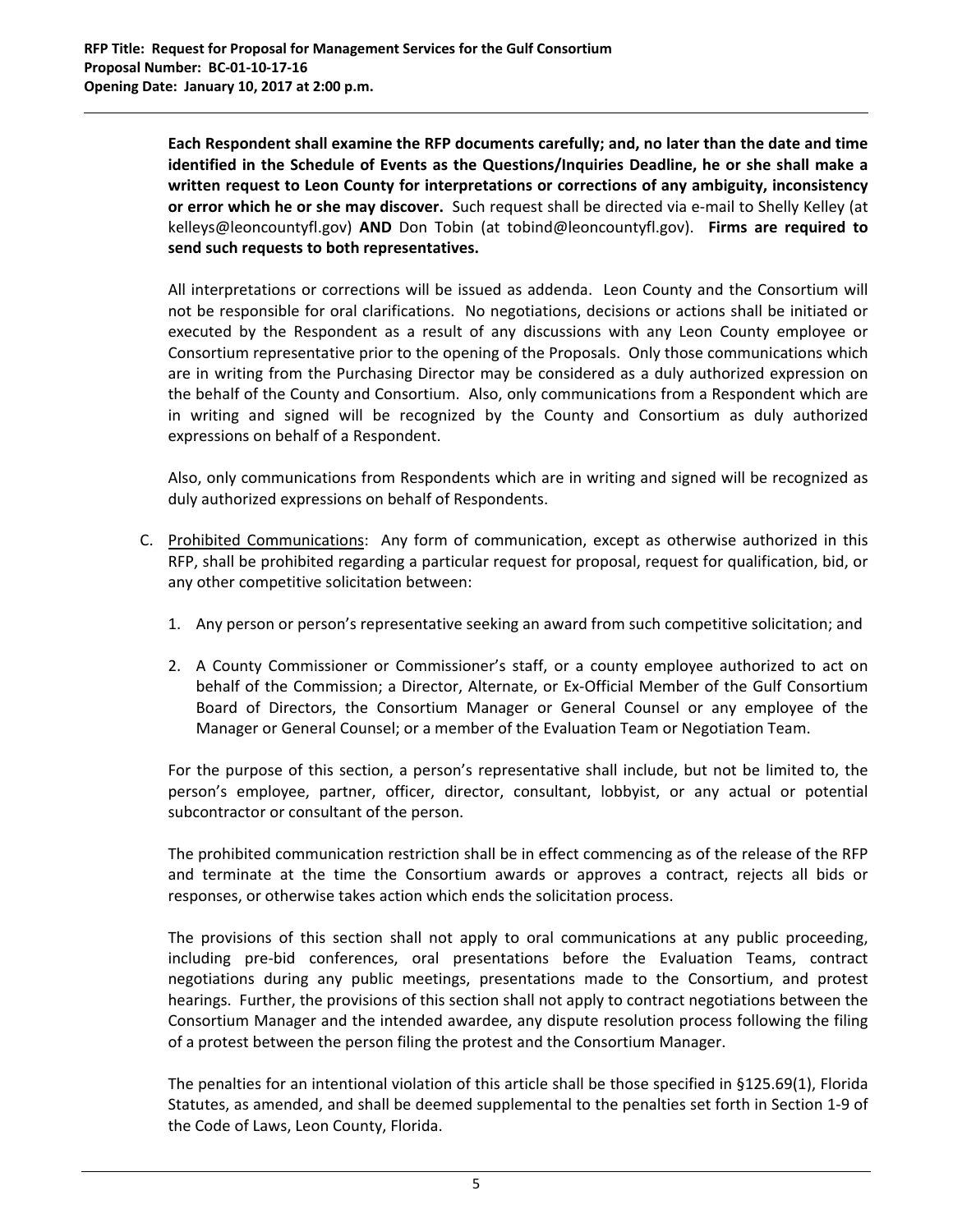**Each Respondent shall examine the RFP documents carefully; and, no later than the date and time identified in the Schedule of Events as the Questions/Inquiries Deadline, he or she shall make a written request to Leon County for interpretations or corrections of any ambiguity, inconsistency or error which he or she may discover.** Such request shall be directed via e-mail to Shelly Kelley (at kelleys@leoncountyfl.gov) **AND** Don Tobin (at tobind@leoncountyfl.gov). **Firms are required to send such requests to both representatives.**

All interpretations or corrections will be issued as addenda. Leon County and the Consortium will not be responsible for oral clarifications. No negotiations, decisions or actions shall be initiated or executed by the Respondent as a result of any discussions with any Leon County employee or Consortium representative prior to the opening of the Proposals. Only those communications which are in writing from the Purchasing Director may be considered as a duly authorized expression on the behalf of the County and Consortium. Also, only communications from a Respondent which are in writing and signed will be recognized by the County and Consortium as duly authorized expressions on behalf of a Respondent.

Also, only communications from Respondents which are in writing and signed will be recognized as duly authorized expressions on behalf of Respondents.

C. Prohibited Communications: Any form of communication, except as otherwise authorized in this RFP, shall be prohibited regarding a particular request for proposal, request for qualification, bid, or any other competitive solicitation between:

1. Any person or person's representative seeking an award from such competitive solicitation; and

2. A County Commissioner or Commissioner's staff, or a county employee authorized to act on behalf of the Commission; a Director, Alternate, or Ex-Official Member of the Gulf Consortium Board of Directors, the Consortium Manager or General Counsel or any employee of the Manager or General Counsel; or a member of the Evaluation Team or Negotiation Team.

For the purpose of this section, a person's representative shall include, but not be limited to, the person's employee, partner, officer, director, consultant, lobbyist, or any actual or potential subcontractor or consultant of the person.

The prohibited communication restriction shall be in effect commencing as of the release of the RFP and terminate at the time the Consortium awards or approves a contract, rejects all bids or responses, or otherwise takes action which ends the solicitation process.

The provisions of this section shall not apply to oral communications at any public proceeding, including pre-bid conferences, oral presentations before the Evaluation Teams, contract negotiations during any public meetings, presentations made to the Consortium, and protest hearings. Further, the provisions of this section shall not apply to contract negotiations between the Consortium Manager and the intended awardee, any dispute resolution process following the filing of a protest between the person filing the protest and the Consortium Manager.

The penalties for an intentional violation of this article shall be those specified in §125.69(1), Florida Statutes, as amended, and shall be deemed supplemental to the penalties set forth in Section 1-9 of the Code of Laws, Leon County, Florida.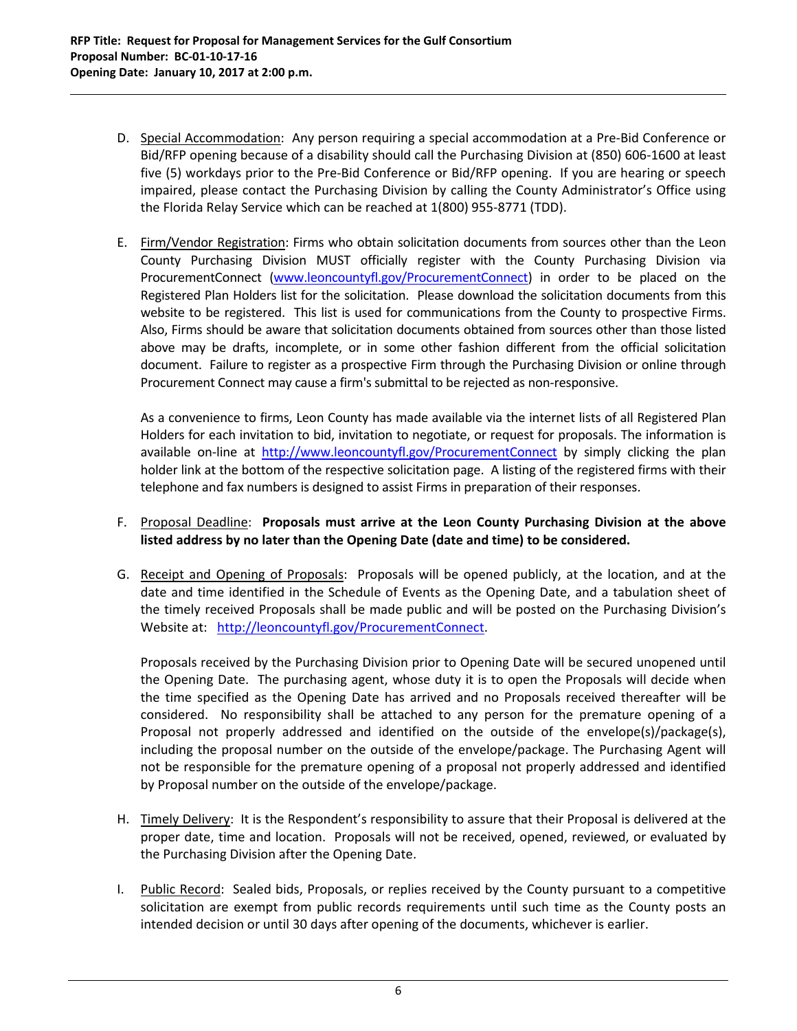D. Special Accommodation: Any person requiring a special accommodation at a Pre-Bid Conference or Bid/RFP opening because of a disability should call the Purchasing Division at (850) 606-1600 at least five (5) workdays prior to the Pre-Bid Conference or Bid/RFP opening. If you are hearing or speech impaired, please contact the Purchasing Division by calling the County Administrator's Office using the Florida Relay Service which can be reached at 1(800) 955-8771 (TDD).

E. Firm/Vendor Registration: Firms who obtain solicitation documents from sources other than the Leon County Purchasing Division MUST officially register with the County Purchasing Division via ProcurementConnect (www.leoncountyfl.gov/ProcurementConnect) in order to be placed on the Registered Plan Holders list for the solicitation. Please download the solicitation documents from this website to be registered. This list is used for communications from the County to prospective Firms. Also, Firms should be aware that solicitation documents obtained from sources other than those listed above may be drafts, incomplete, or in some other fashion different from the official solicitation document. Failure to register as a prospective Firm through the Purchasing Division or online through Procurement Connect may cause a firm's submittal to be rejected as non-responsive.

   As a convenience to firms, Leon County has made available via the internet lists of all Registered Plan Holders for each invitation to bid, invitation to negotiate, or request for proposals. The information is available on-line at http://www.leoncountyfl.gov/ProcurementConnect by simply clicking the plan holder link at the bottom of the respective solicitation page. A listing of the registered firms with their telephone and fax numbers is designed to assist Firms in preparation of their responses.

F. Proposal Deadline: **Proposals must arrive at the Leon County Purchasing Division at the above listed address by no later than the Opening Date (date and time) to be considered.**

G. Receipt and Opening of Proposals: Proposals will be opened publicly, at the location, and at the date and time identified in the Schedule of Events as the Opening Date, and a tabulation sheet of the timely received Proposals shall be made public and will be posted on the Purchasing Division's Website at: http://leoncountyfl.gov/ProcurementConnect.

   Proposals received by the Purchasing Division prior to Opening Date will be secured unopened until the Opening Date. The purchasing agent, whose duty it is to open the Proposals will decide when the time specified as the Opening Date has arrived and no Proposals received thereafter will be considered. No responsibility shall be attached to any person for the premature opening of a Proposal not properly addressed and identified on the outside of the envelope(s)/package(s), including the proposal number on the outside of the envelope/package. The Purchasing Agent will not be responsible for the premature opening of a proposal not properly addressed and identified by Proposal number on the outside of the envelope/package.

H. Timely Delivery: It is the Respondent's responsibility to assure that their Proposal is delivered at the proper date, time and location. Proposals will not be received, opened, reviewed, or evaluated by the Purchasing Division after the Opening Date.

I. Public Record: Sealed bids, Proposals, or replies received by the County pursuant to a competitive solicitation are exempt from public records requirements until such time as the County posts an intended decision or until 30 days after opening of the documents, whichever is earlier.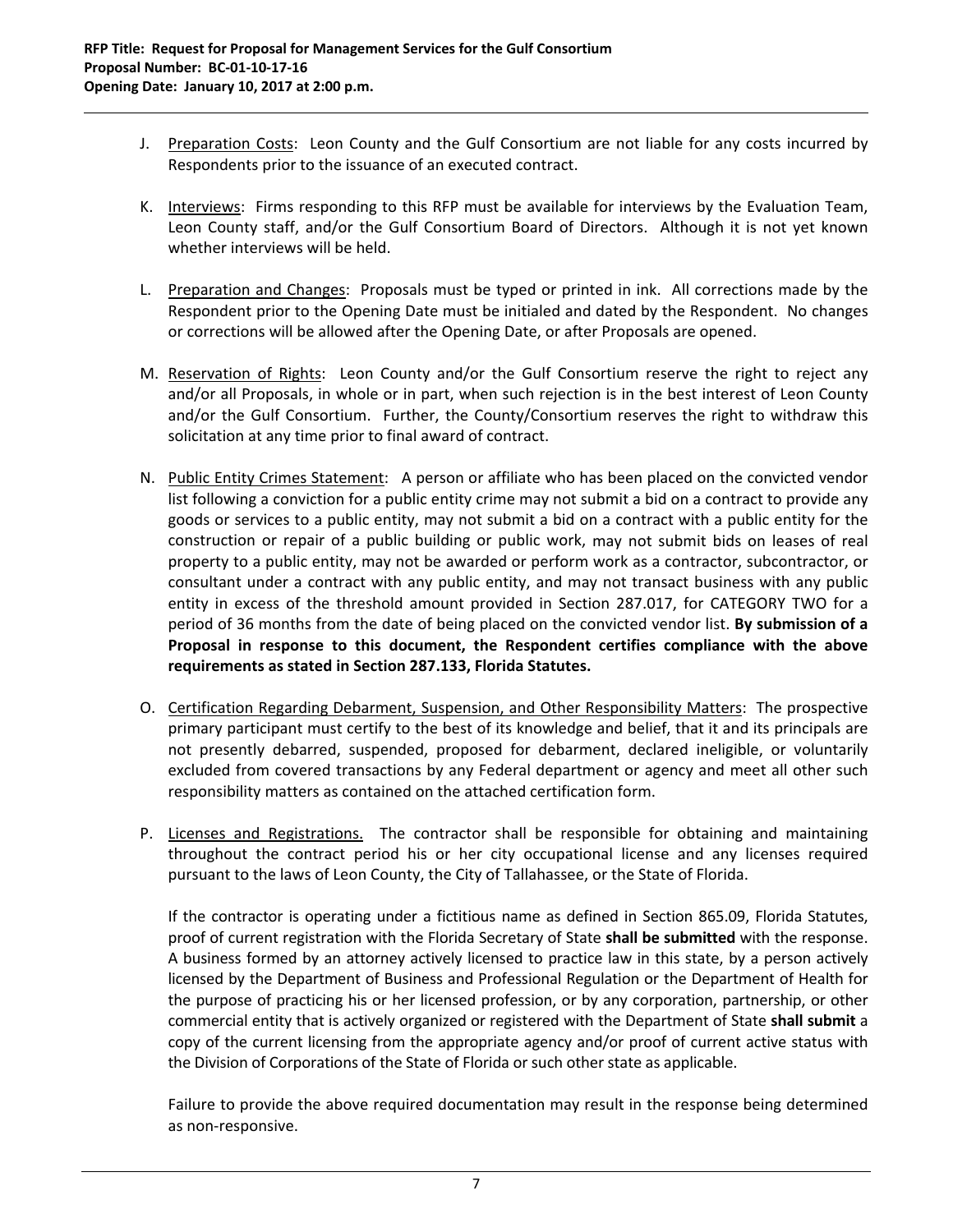J. Preparation Costs: Leon County and the Gulf Consortium are not liable for any costs incurred by Respondents prior to the issuance of an executed contract.

K. Interviews: Firms responding to this RFP must be available for interviews by the Evaluation Team, Leon County staff, and/or the Gulf Consortium Board of Directors. Although it is not yet known whether interviews will be held.

L. Preparation and Changes: Proposals must be typed or printed in ink. All corrections made by the Respondent prior to the Opening Date must be initialed and dated by the Respondent. No changes or corrections will be allowed after the Opening Date, or after Proposals are opened.

M. Reservation of Rights: Leon County and/or the Gulf Consortium reserve the right to reject any and/or all Proposals, in whole or in part, when such rejection is in the best interest of Leon County and/or the Gulf Consortium. Further, the County/Consortium reserves the right to withdraw this solicitation at any time prior to final award of contract.

N. Public Entity Crimes Statement: A person or affiliate who has been placed on the convicted vendor list following a conviction for a public entity crime may not submit a bid on a contract to provide any goods or services to a public entity, may not submit a bid on a contract with a public entity for the construction or repair of a public building or public work, may not submit bids on leases of real property to a public entity, may not be awarded or perform work as a contractor, subcontractor, or consultant under a contract with any public entity, and may not transact business with any public entity in excess of the threshold amount provided in Section 287.017, for CATEGORY TWO for a period of 36 months from the date of being placed on the convicted vendor list. **By submission of a Proposal in response to this document, the Respondent certifies compliance with the above requirements as stated in Section 287.133, Florida Statutes.**

O. Certification Regarding Debarment, Suspension, and Other Responsibility Matters: The prospective primary participant must certify to the best of its knowledge and belief, that it and its principals are not presently debarred, suspended, proposed for debarment, declared ineligible, or voluntarily excluded from covered transactions by any Federal department or agency and meet all other such responsibility matters as contained on the attached certification form.

P. Licenses and Registrations. The contractor shall be responsible for obtaining and maintaining throughout the contract period his or her city occupational license and any licenses required pursuant to the laws of Leon County, the City of Tallahassee, or the State of Florida.

   If the contractor is operating under a fictitious name as defined in Section 865.09, Florida Statutes, proof of current registration with the Florida Secretary of State **shall be submitted** with the response. A business formed by an attorney actively licensed to practice law in this state, by a person actively licensed by the Department of Business and Professional Regulation or the Department of Health for the purpose of practicing his or her licensed profession, or by any corporation, partnership, or other commercial entity that is actively organized or registered with the Department of State **shall submit** a copy of the current licensing from the appropriate agency and/or proof of current active status with the Division of Corporations of the State of Florida or such other state as applicable.

   Failure to provide the above required documentation may result in the response being determined as non-responsive.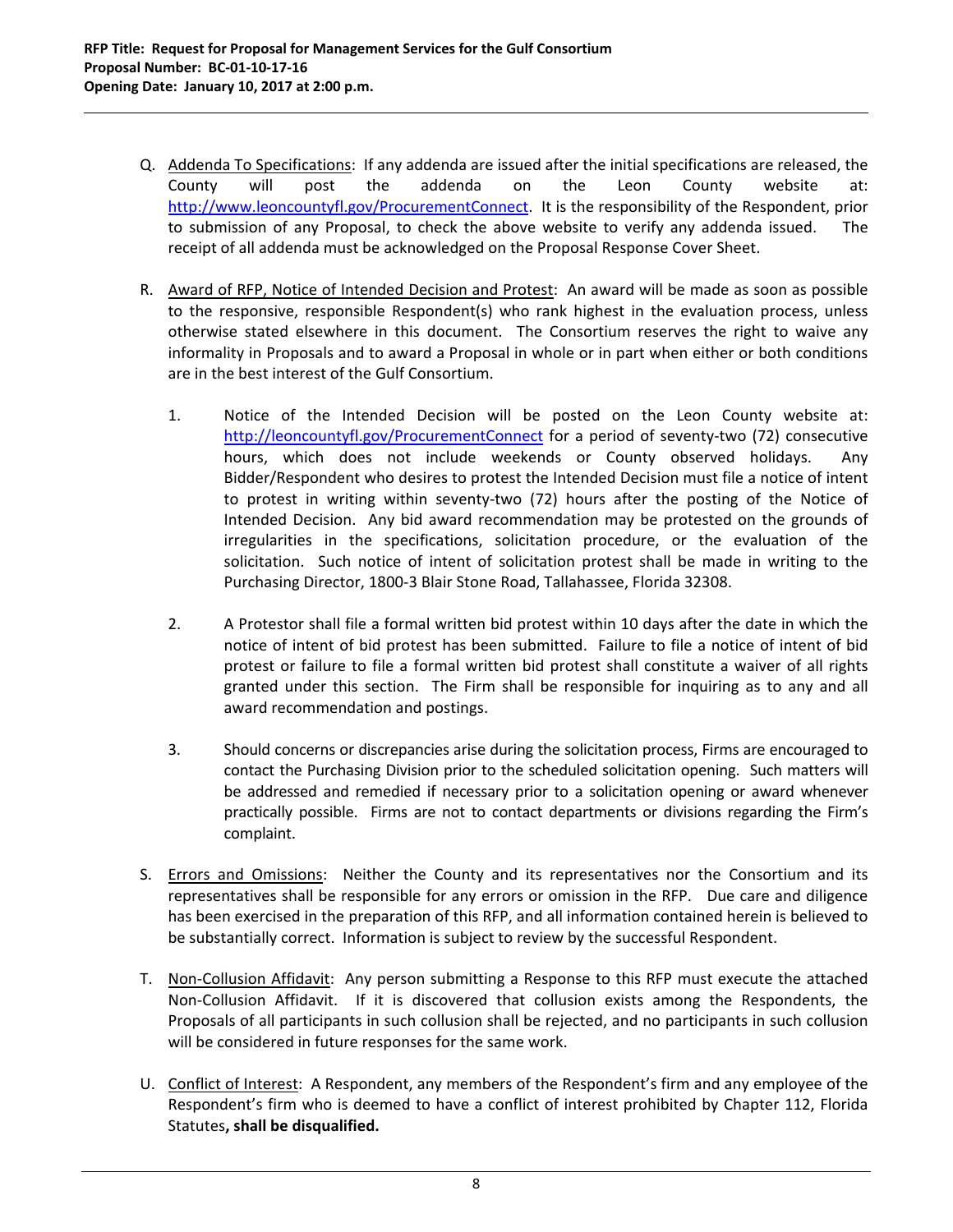Q. Addenda To Specifications: If any addenda are issued after the initial specifications are released, the County will post the addenda on the Leon County website at: http://www.leoncountyfl.gov/ProcurementConnect. It is the responsibility of the Respondent, prior to submission of any Proposal, to check the above website to verify any addenda issued. The receipt of all addenda must be acknowledged on the Proposal Response Cover Sheet.

R. Award of RFP, Notice of Intended Decision and Protest: An award will be made as soon as possible to the responsive, responsible Respondent(s) who rank highest in the evaluation process, unless otherwise stated elsewhere in this document. The Consortium reserves the right to waive any informality in Proposals and to award a Proposal in whole or in part when either or both conditions are in the best interest of the Gulf Consortium.

1. Notice of the Intended Decision will be posted on the Leon County website at: http://leoncountyfl.gov/ProcurementConnect for a period of seventy-two (72) consecutive hours, which does not include weekends or County observed holidays. Any Bidder/Respondent who desires to protest the Intended Decision must file a notice of intent to protest in writing within seventy-two (72) hours after the posting of the Notice of Intended Decision. Any bid award recommendation may be protested on the grounds of irregularities in the specifications, solicitation procedure, or the evaluation of the solicitation. Such notice of intent of solicitation protest shall be made in writing to the Purchasing Director, 1800-3 Blair Stone Road, Tallahassee, Florida 32308.

2. A Protestor shall file a formal written bid protest within 10 days after the date in which the notice of intent of bid protest has been submitted. Failure to file a notice of intent of bid protest or failure to file a formal written bid protest shall constitute a waiver of all rights granted under this section. The Firm shall be responsible for inquiring as to any and all award recommendation and postings.

3. Should concerns or discrepancies arise during the solicitation process, Firms are encouraged to contact the Purchasing Division prior to the scheduled solicitation opening. Such matters will be addressed and remedied if necessary prior to a solicitation opening or award whenever practically possible. Firms are not to contact departments or divisions regarding the Firm's complaint.

S. Errors and Omissions: Neither the County and its representatives nor the Consortium and its representatives shall be responsible for any errors or omission in the RFP. Due care and diligence has been exercised in the preparation of this RFP, and all information contained herein is believed to be substantially correct. Information is subject to review by the successful Respondent.

T. Non-Collusion Affidavit: Any person submitting a Response to this RFP must execute the attached Non-Collusion Affidavit. If it is discovered that collusion exists among the Respondents, the Proposals of all participants in such collusion shall be rejected, and no participants in such collusion will be considered in future responses for the same work.

U. Conflict of Interest: A Respondent, any members of the Respondent's firm and any employee of the Respondent's firm who is deemed to have a conflict of interest prohibited by Chapter 112, Florida Statutes**, shall be disqualified.**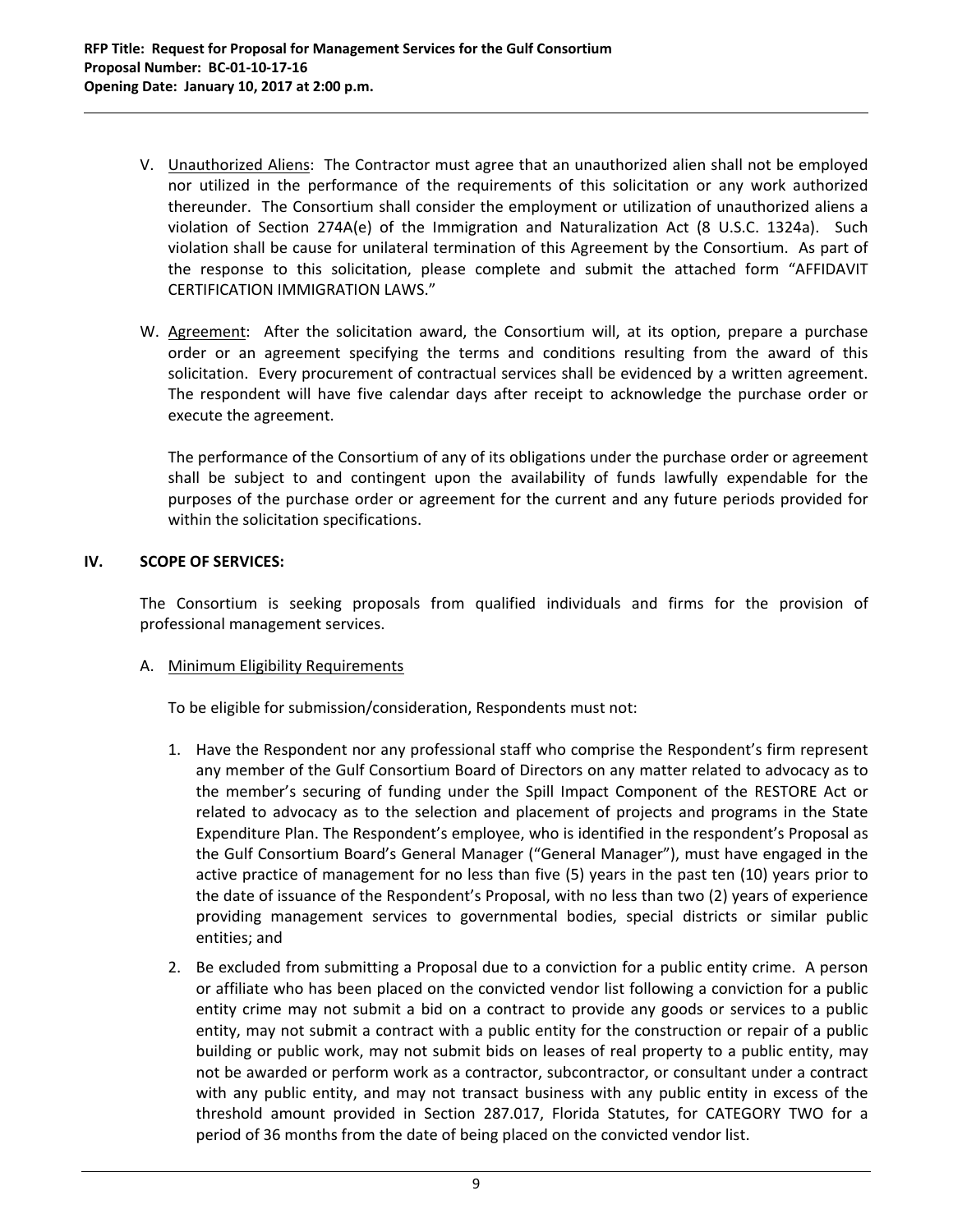V. Unauthorized Aliens: The Contractor must agree that an unauthorized alien shall not be employed nor utilized in the performance of the requirements of this solicitation or any work authorized thereunder. The Consortium shall consider the employment or utilization of unauthorized aliens a violation of Section 274A(e) of the Immigration and Naturalization Act (8 U.S.C. 1324a). Such violation shall be cause for unilateral termination of this Agreement by the Consortium. As part of the response to this solicitation, please complete and submit the attached form "AFFIDAVIT CERTIFICATION IMMIGRATION LAWS."

W. Agreement: After the solicitation award, the Consortium will, at its option, prepare a purchase order or an agreement specifying the terms and conditions resulting from the award of this solicitation. Every procurement of contractual services shall be evidenced by a written agreement. The respondent will have five calendar days after receipt to acknowledge the purchase order or execute the agreement.

The performance of the Consortium of any of its obligations under the purchase order or agreement shall be subject to and contingent upon the availability of funds lawfully expendable for the purposes of the purchase order or agreement for the current and any future periods provided for within the solicitation specifications.

## IV. SCOPE OF SERVICES:

The Consortium is seeking proposals from qualified individuals and firms for the provision of professional management services.

A. Minimum Eligibility Requirements

To be eligible for submission/consideration, Respondents must not:

1. Have the Respondent nor any professional staff who comprise the Respondent's firm represent any member of the Gulf Consortium Board of Directors on any matter related to advocacy as to the member's securing of funding under the Spill Impact Component of the RESTORE Act or related to advocacy as to the selection and placement of projects and programs in the State Expenditure Plan. The Respondent's employee, who is identified in the respondent's Proposal as the Gulf Consortium Board's General Manager ("General Manager"), must have engaged in the active practice of management for no less than five (5) years in the past ten (10) years prior to the date of issuance of the Respondent's Proposal, with no less than two (2) years of experience providing management services to governmental bodies, special districts or similar public entities; and

2. Be excluded from submitting a Proposal due to a conviction for a public entity crime. A person or affiliate who has been placed on the convicted vendor list following a conviction for a public entity crime may not submit a bid on a contract to provide any goods or services to a public entity, may not submit a contract with a public entity for the construction or repair of a public building or public work, may not submit bids on leases of real property to a public entity, may not be awarded or perform work as a contractor, subcontractor, or consultant under a contract with any public entity, and may not transact business with any public entity in excess of the threshold amount provided in Section 287.017, Florida Statutes, for CATEGORY TWO for a period of 36 months from the date of being placed on the convicted vendor list.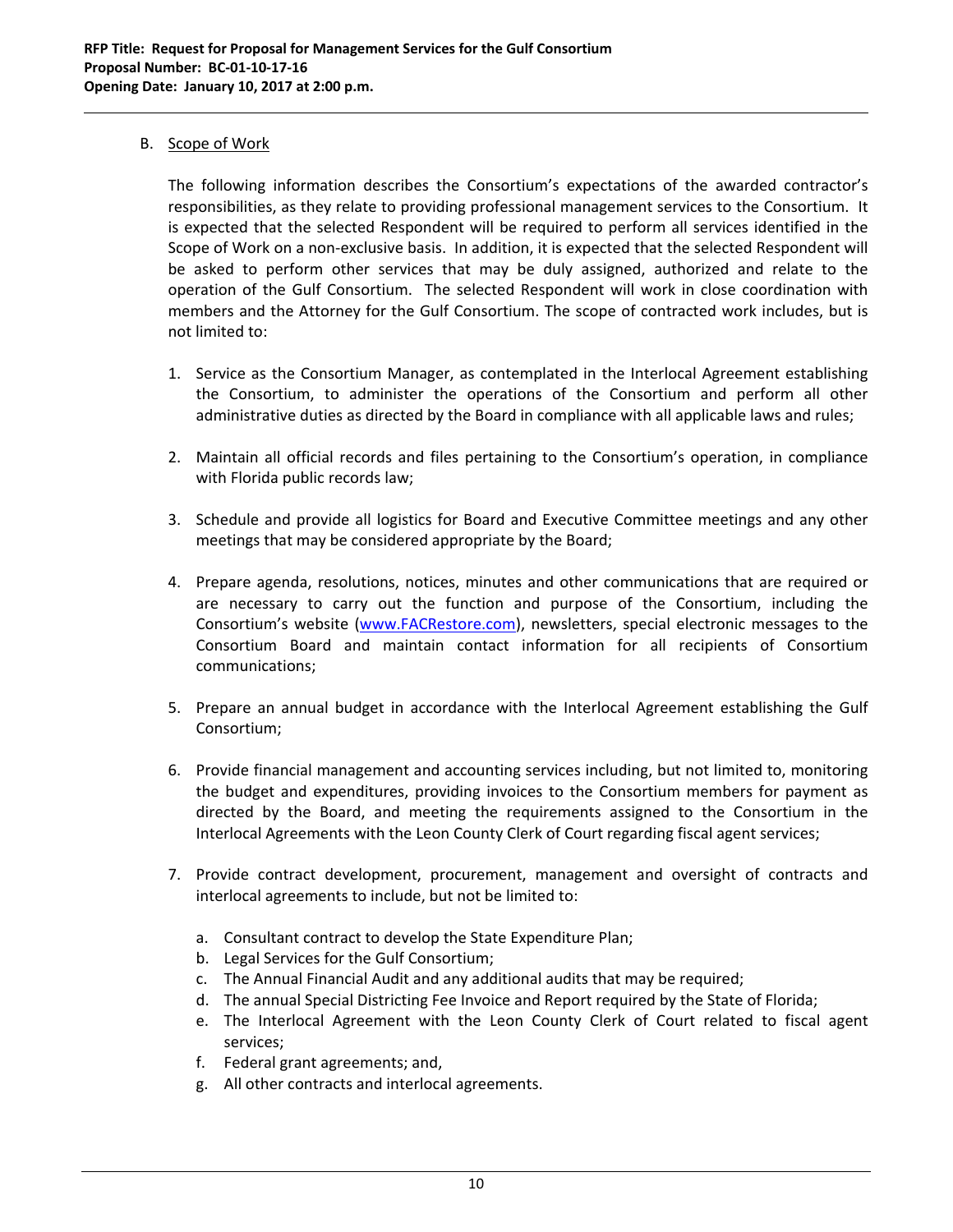B. Scope of Work

The following information describes the Consortium's expectations of the awarded contractor's responsibilities, as they relate to providing professional management services to the Consortium. It is expected that the selected Respondent will be required to perform all services identified in the Scope of Work on a non-exclusive basis. In addition, it is expected that the selected Respondent will be asked to perform other services that may be duly assigned, authorized and relate to the operation of the Gulf Consortium. The selected Respondent will work in close coordination with members and the Attorney for the Gulf Consortium. The scope of contracted work includes, but is not limited to:

1. Service as the Consortium Manager, as contemplated in the Interlocal Agreement establishing the Consortium, to administer the operations of the Consortium and perform all other administrative duties as directed by the Board in compliance with all applicable laws and rules;

2. Maintain all official records and files pertaining to the Consortium's operation, in compliance with Florida public records law;

3. Schedule and provide all logistics for Board and Executive Committee meetings and any other meetings that may be considered appropriate by the Board;

4. Prepare agenda, resolutions, notices, minutes and other communications that are required or are necessary to carry out the function and purpose of the Consortium, including the Consortium's website (www.FACRestore.com), newsletters, special electronic messages to the Consortium Board and maintain contact information for all recipients of Consortium communications;

5. Prepare an annual budget in accordance with the Interlocal Agreement establishing the Gulf Consortium;

6. Provide financial management and accounting services including, but not limited to, monitoring the budget and expenditures, providing invoices to the Consortium members for payment as directed by the Board, and meeting the requirements assigned to the Consortium in the Interlocal Agreements with the Leon County Clerk of Court regarding fiscal agent services;

7. Provide contract development, procurement, management and oversight of contracts and interlocal agreements to include, but not be limited to:

   a. Consultant contract to develop the State Expenditure Plan;
   b. Legal Services for the Gulf Consortium;
   c. The Annual Financial Audit and any additional audits that may be required;
   d. The annual Special Districting Fee Invoice and Report required by the State of Florida;
   e. The Interlocal Agreement with the Leon County Clerk of Court related to fiscal agent services;
   f. Federal grant agreements; and,
   g. All other contracts and interlocal agreements.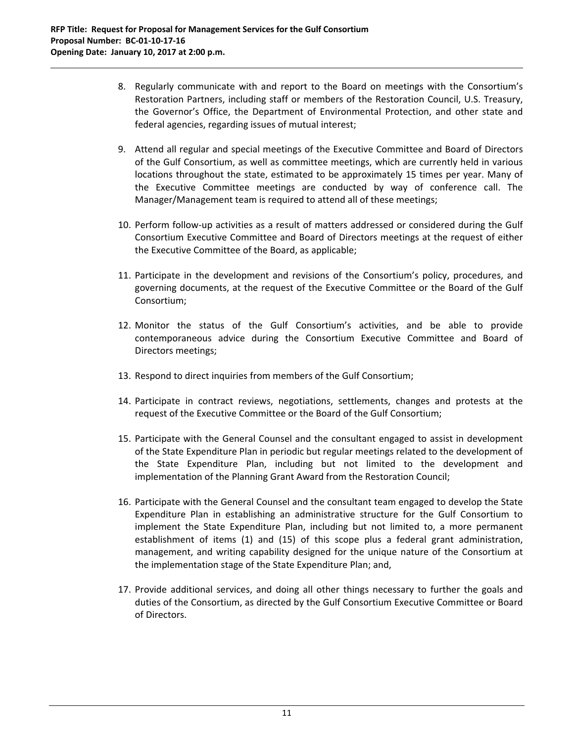8. Regularly communicate with and report to the Board on meetings with the Consortium's Restoration Partners, including staff or members of the Restoration Council, U.S. Treasury, the Governor's Office, the Department of Environmental Protection, and other state and federal agencies, regarding issues of mutual interest;

9. Attend all regular and special meetings of the Executive Committee and Board of Directors of the Gulf Consortium, as well as committee meetings, which are currently held in various locations throughout the state, estimated to be approximately 15 times per year. Many of the Executive Committee meetings are conducted by way of conference call. The Manager/Management team is required to attend all of these meetings;

10. Perform follow-up activities as a result of matters addressed or considered during the Gulf Consortium Executive Committee and Board of Directors meetings at the request of either the Executive Committee of the Board, as applicable;

11. Participate in the development and revisions of the Consortium's policy, procedures, and governing documents, at the request of the Executive Committee or the Board of the Gulf Consortium;

12. Monitor the status of the Gulf Consortium's activities, and be able to provide contemporaneous advice during the Consortium Executive Committee and Board of Directors meetings;

13. Respond to direct inquiries from members of the Gulf Consortium;

14. Participate in contract reviews, negotiations, settlements, changes and protests at the request of the Executive Committee or the Board of the Gulf Consortium;

15. Participate with the General Counsel and the consultant engaged to assist in development of the State Expenditure Plan in periodic but regular meetings related to the development of the State Expenditure Plan, including but not limited to the development and implementation of the Planning Grant Award from the Restoration Council;

16. Participate with the General Counsel and the consultant team engaged to develop the State Expenditure Plan in establishing an administrative structure for the Gulf Consortium to implement the State Expenditure Plan, including but not limited to, a more permanent establishment of items (1) and (15) of this scope plus a federal grant administration, management, and writing capability designed for the unique nature of the Consortium at the implementation stage of the State Expenditure Plan; and,

17. Provide additional services, and doing all other things necessary to further the goals and duties of the Consortium, as directed by the Gulf Consortium Executive Committee or Board of Directors.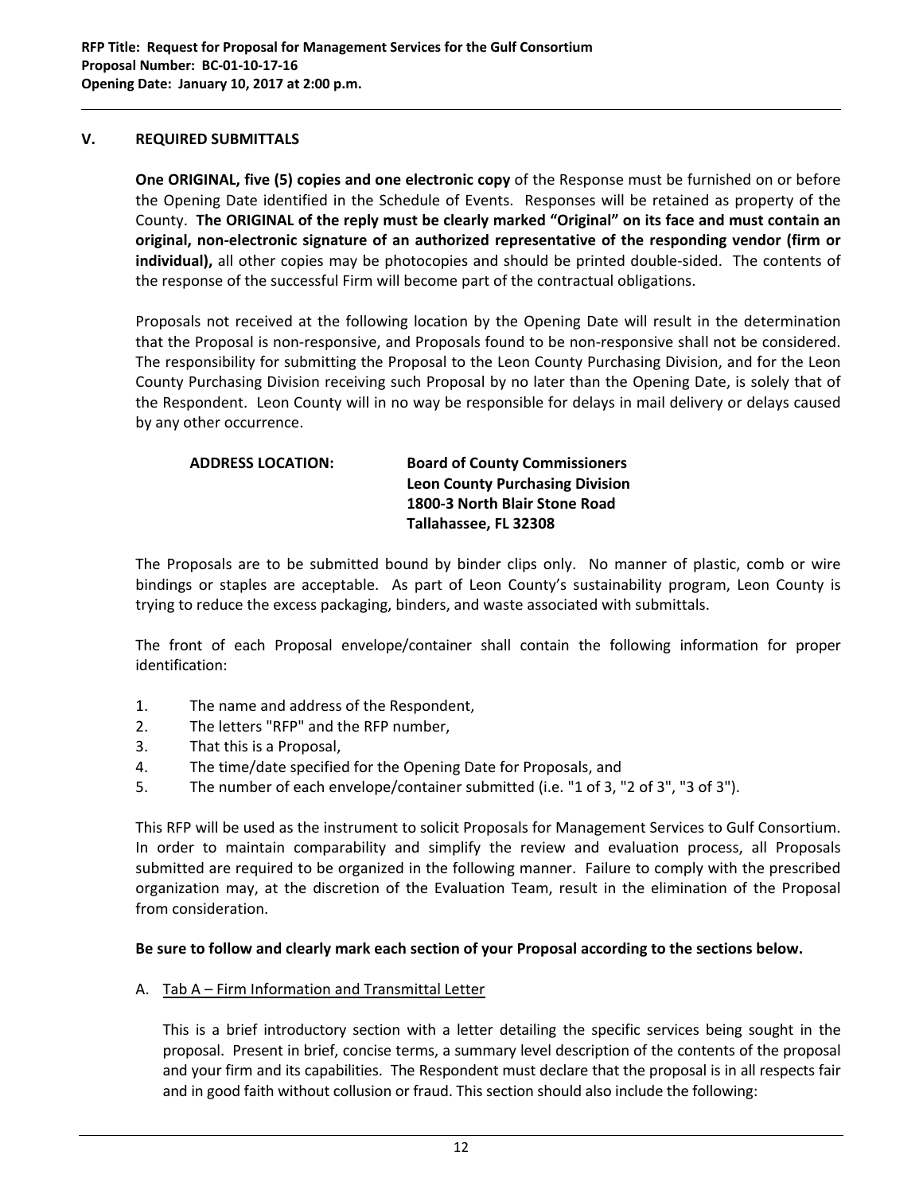## V. REQUIRED SUBMITTALS

**One ORIGINAL, five (5) copies and one electronic copy** of the Response must be furnished on or before the Opening Date identified in the Schedule of Events. Responses will be retained as property of the County. **The ORIGINAL of the reply must be clearly marked "Original" on its face and must contain an original, non-electronic signature of an authorized representative of the responding vendor (firm or individual),** all other copies may be photocopies and should be printed double-sided. The contents of the response of the successful Firm will become part of the contractual obligations.

Proposals not received at the following location by the Opening Date will result in the determination that the Proposal is non-responsive, and Proposals found to be non-responsive shall not be considered. The responsibility for submitting the Proposal to the Leon County Purchasing Division, and for the Leon County Purchasing Division receiving such Proposal by no later than the Opening Date, is solely that of the Respondent. Leon County will in no way be responsible for delays in mail delivery or delays caused by any other occurrence.

**ADDRESS LOCATION:** **Board of County Commissioners**
**Leon County Purchasing Division**
**1800-3 North Blair Stone Road**
**Tallahassee, FL 32308**

The Proposals are to be submitted bound by binder clips only. No manner of plastic, comb or wire bindings or staples are acceptable. As part of Leon County's sustainability program, Leon County is trying to reduce the excess packaging, binders, and waste associated with submittals.

The front of each Proposal envelope/container shall contain the following information for proper identification:

1. The name and address of the Respondent,
2. The letters "RFP" and the RFP number,
3. That this is a Proposal,
4. The time/date specified for the Opening Date for Proposals, and
5. The number of each envelope/container submitted (i.e. "1 of 3, "2 of 3", "3 of 3").

This RFP will be used as the instrument to solicit Proposals for Management Services to Gulf Consortium. In order to maintain comparability and simplify the review and evaluation process, all Proposals submitted are required to be organized in the following manner. Failure to comply with the prescribed organization may, at the discretion of the Evaluation Team, result in the elimination of the Proposal from consideration.

**Be sure to follow and clearly mark each section of your Proposal according to the sections below.**

A. Tab A – Firm Information and Transmittal Letter

This is a brief introductory section with a letter detailing the specific services being sought in the proposal. Present in brief, concise terms, a summary level description of the contents of the proposal and your firm and its capabilities. The Respondent must declare that the proposal is in all respects fair and in good faith without collusion or fraud. This section should also include the following: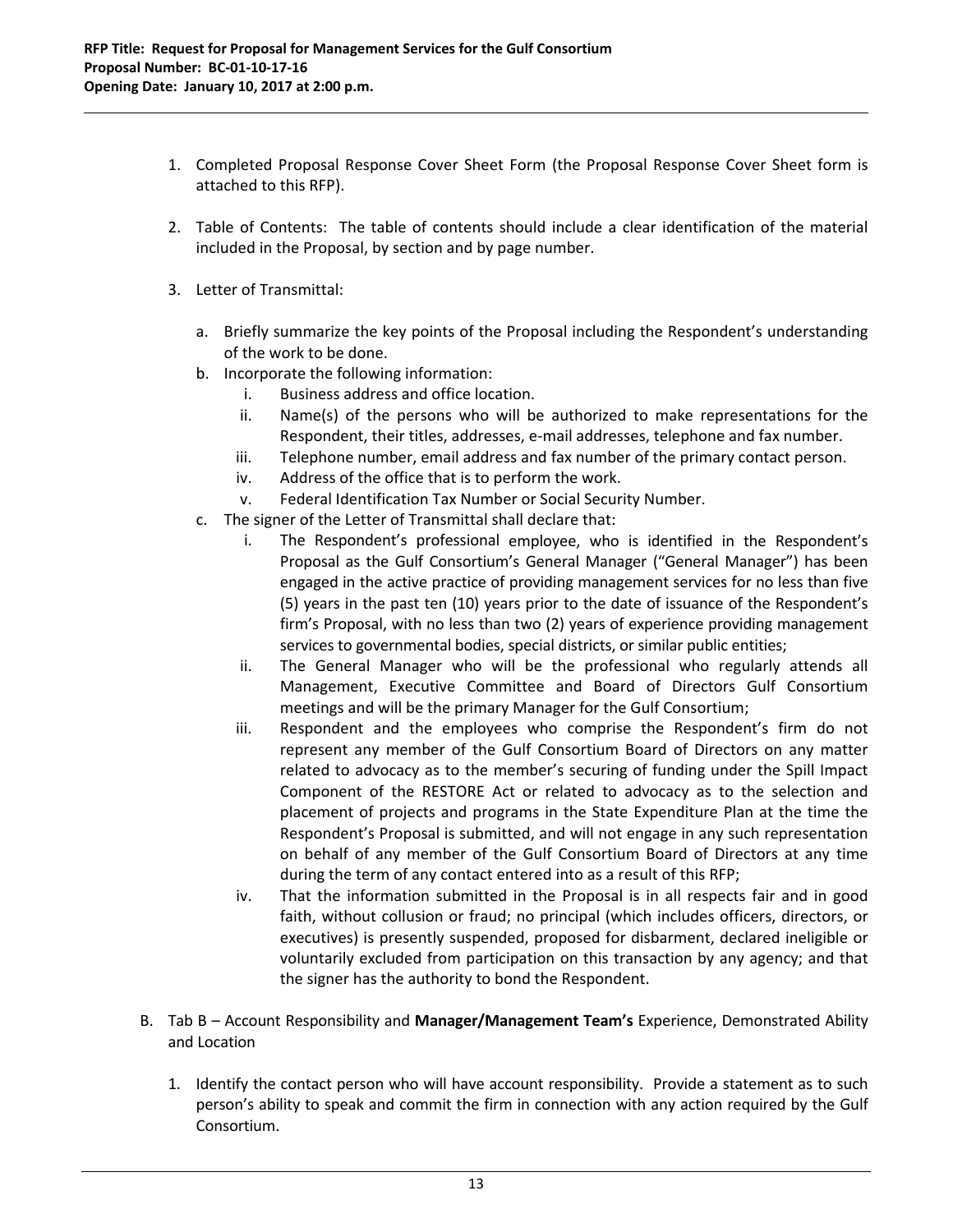1. Completed Proposal Response Cover Sheet Form (the Proposal Response Cover Sheet form is attached to this RFP).

2. Table of Contents: The table of contents should include a clear identification of the material included in the Proposal, by section and by page number.

3. Letter of Transmittal:

   a. Briefly summarize the key points of the Proposal including the Respondent's understanding of the work to be done.
   b. Incorporate the following information:
      i. Business address and office location.
      ii. Name(s) of the persons who will be authorized to make representations for the Respondent, their titles, addresses, e-mail addresses, telephone and fax number.
      iii. Telephone number, email address and fax number of the primary contact person.
      iv. Address of the office that is to perform the work.
      v. Federal Identification Tax Number or Social Security Number.
   c. The signer of the Letter of Transmittal shall declare that:
      i. The Respondent's professional employee, who is identified in the Respondent's Proposal as the Gulf Consortium's General Manager ("General Manager") has been engaged in the active practice of providing management services for no less than five (5) years in the past ten (10) years prior to the date of issuance of the Respondent's firm's Proposal, with no less than two (2) years of experience providing management services to governmental bodies, special districts, or similar public entities;
      ii. The General Manager who will be the professional who regularly attends all Management, Executive Committee and Board of Directors Gulf Consortium meetings and will be the primary Manager for the Gulf Consortium;
      iii. Respondent and the employees who comprise the Respondent's firm do not represent any member of the Gulf Consortium Board of Directors on any matter related to advocacy as to the member's securing of funding under the Spill Impact Component of the RESTORE Act or related to advocacy as to the selection and placement of projects and programs in the State Expenditure Plan at the time the Respondent's Proposal is submitted, and will not engage in any such representation on behalf of any member of the Gulf Consortium Board of Directors at any time during the term of any contact entered into as a result of this RFP;
      iv. That the information submitted in the Proposal is in all respects fair and in good faith, without collusion or fraud; no principal (which includes officers, directors, or executives) is presently suspended, proposed for disbarment, declared ineligible or voluntarily excluded from participation on this transaction by any agency; and that the signer has the authority to bond the Respondent.

B. Tab B – Account Responsibility and **Manager/Management Team's** Experience, Demonstrated Ability and Location

   1. Identify the contact person who will have account responsibility. Provide a statement as to such person's ability to speak and commit the firm in connection with any action required by the Gulf Consortium.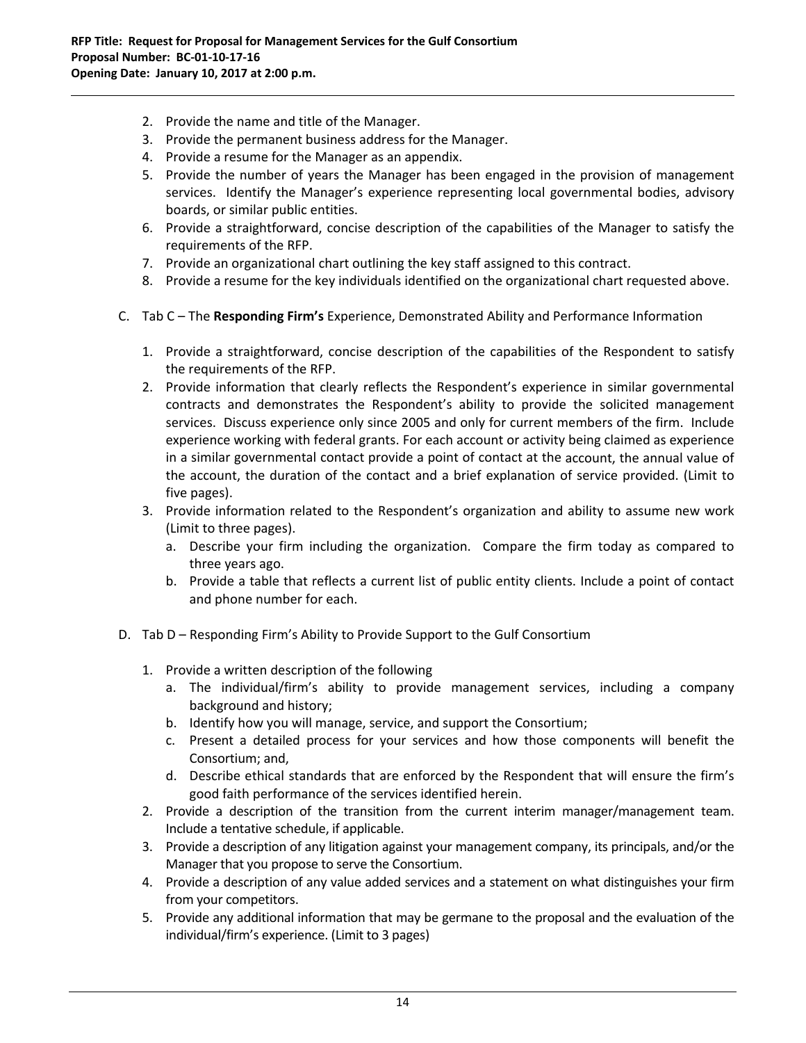2. Provide the name and title of the Manager.
3. Provide the permanent business address for the Manager.
4. Provide a resume for the Manager as an appendix.
5. Provide the number of years the Manager has been engaged in the provision of management services. Identify the Manager's experience representing local governmental bodies, advisory boards, or similar public entities.
6. Provide a straightforward, concise description of the capabilities of the Manager to satisfy the requirements of the RFP.
7. Provide an organizational chart outlining the key staff assigned to this contract.
8. Provide a resume for the key individuals identified on the organizational chart requested above.

C. Tab C – The **Responding Firm's** Experience, Demonstrated Ability and Performance Information

1. Provide a straightforward, concise description of the capabilities of the Respondent to satisfy the requirements of the RFP.
2. Provide information that clearly reflects the Respondent's experience in similar governmental contracts and demonstrates the Respondent's ability to provide the solicited management services. Discuss experience only since 2005 and only for current members of the firm. Include experience working with federal grants. For each account or activity being claimed as experience in a similar governmental contact provide a point of contact at the account, the annual value of the account, the duration of the contact and a brief explanation of service provided. (Limit to five pages).
3. Provide information related to the Respondent's organization and ability to assume new work (Limit to three pages).
   a. Describe your firm including the organization. Compare the firm today as compared to three years ago.
   b. Provide a table that reflects a current list of public entity clients. Include a point of contact and phone number for each.

D. Tab D – Responding Firm's Ability to Provide Support to the Gulf Consortium

1. Provide a written description of the following
   a. The individual/firm's ability to provide management services, including a company background and history;
   b. Identify how you will manage, service, and support the Consortium;
   c. Present a detailed process for your services and how those components will benefit the Consortium; and,
   d. Describe ethical standards that are enforced by the Respondent that will ensure the firm's good faith performance of the services identified herein.
2. Provide a description of the transition from the current interim manager/management team. Include a tentative schedule, if applicable.
3. Provide a description of any litigation against your management company, its principals, and/or the Manager that you propose to serve the Consortium.
4. Provide a description of any value added services and a statement on what distinguishes your firm from your competitors.
5. Provide any additional information that may be germane to the proposal and the evaluation of the individual/firm's experience. (Limit to 3 pages)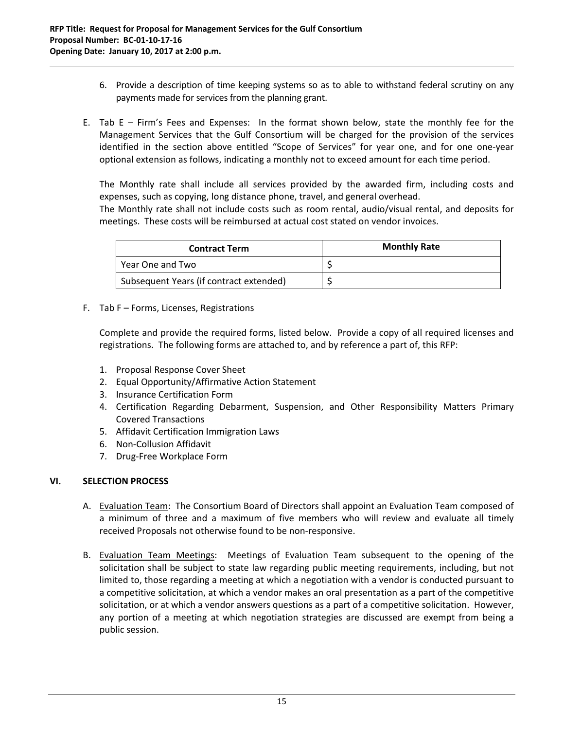6. Provide a description of time keeping systems so as to able to withstand federal scrutiny on any payments made for services from the planning grant.

E. Tab E – Firm's Fees and Expenses: In the format shown below, state the monthly fee for the Management Services that the Gulf Consortium will be charged for the provision of the services identified in the section above entitled "Scope of Services" for year one, and for one one-year optional extension as follows, indicating a monthly not to exceed amount for each time period.

   The Monthly rate shall include all services provided by the awarded firm, including costs and expenses, such as copying, long distance phone, travel, and general overhead.
   The Monthly rate shall not include costs such as room rental, audio/visual rental, and deposits for meetings. These costs will be reimbursed at actual cost stated on vendor invoices.

| Contract Term | Monthly Rate |
|---|---|
| Year One and Two | $ |
| Subsequent Years (if contract extended) | $ |

F. Tab F – Forms, Licenses, Registrations

   Complete and provide the required forms, listed below. Provide a copy of all required licenses and registrations. The following forms are attached to, and by reference a part of, this RFP:

   1. Proposal Response Cover Sheet
   2. Equal Opportunity/Affirmative Action Statement
   3. Insurance Certification Form
   4. Certification Regarding Debarment, Suspension, and Other Responsibility Matters Primary Covered Transactions
   5. Affidavit Certification Immigration Laws
   6. Non-Collusion Affidavit
   7. Drug-Free Workplace Form

## VI. SELECTION PROCESS

A. Evaluation Team: The Consortium Board of Directors shall appoint an Evaluation Team composed of a minimum of three and a maximum of five members who will review and evaluate all timely received Proposals not otherwise found to be non-responsive.

B. Evaluation Team Meetings: Meetings of Evaluation Team subsequent to the opening of the solicitation shall be subject to state law regarding public meeting requirements, including, but not limited to, those regarding a meeting at which a negotiation with a vendor is conducted pursuant to a competitive solicitation, at which a vendor makes an oral presentation as a part of the competitive solicitation, or at which a vendor answers questions as a part of a competitive solicitation. However, any portion of a meeting at which negotiation strategies are discussed are exempt from being a public session.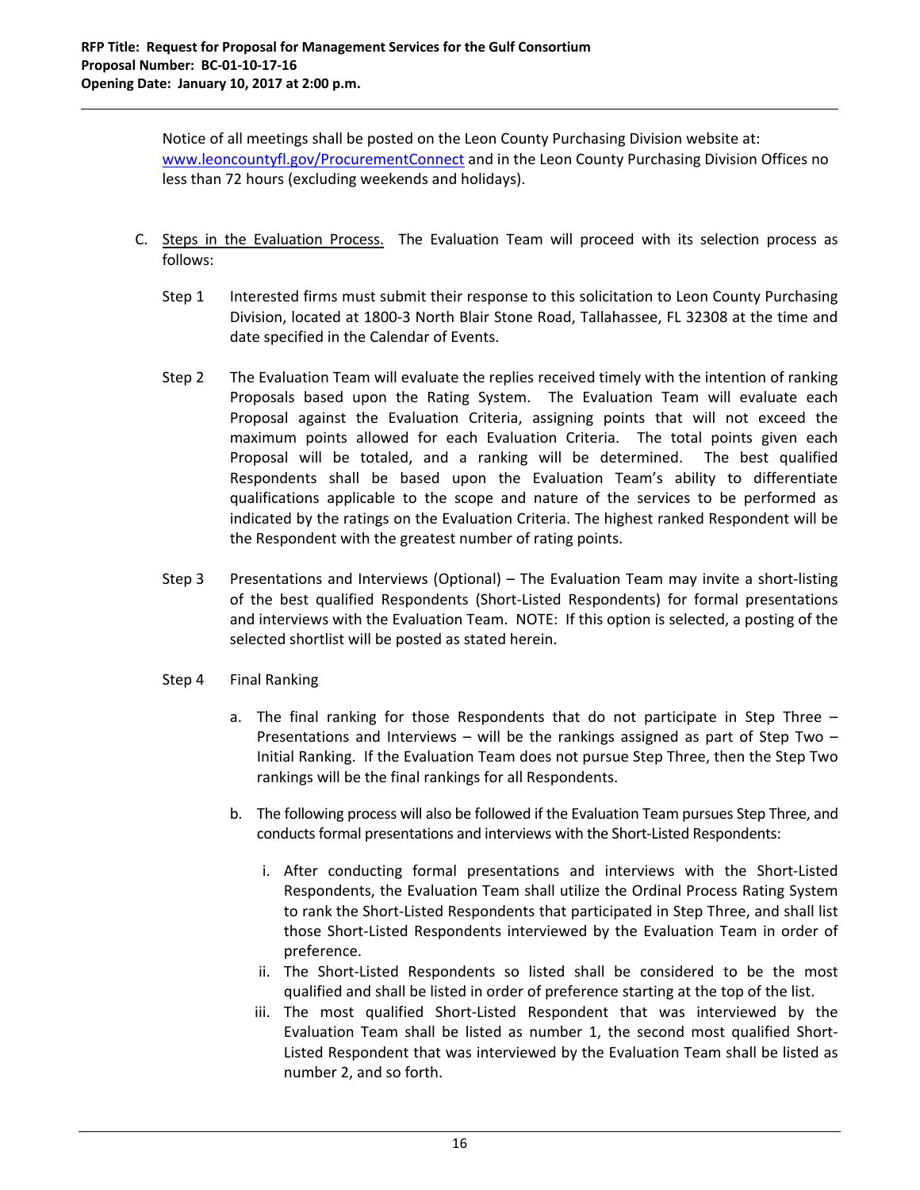Notice of all meetings shall be posted on the Leon County Purchasing Division website at: [www.leoncountyfl.gov/ProcurementConnect](www.leoncountyfl.gov/ProcurementConnect) and in the Leon County Purchasing Division Offices no less than 72 hours (excluding weekends and holidays).

C. Steps in the Evaluation Process. The Evaluation Team will proceed with its selection process as follows:

Step 1 Interested firms must submit their response to this solicitation to Leon County Purchasing Division, located at 1800-3 North Blair Stone Road, Tallahassee, FL 32308 at the time and date specified in the Calendar of Events.

Step 2 The Evaluation Team will evaluate the replies received timely with the intention of ranking Proposals based upon the Rating System. The Evaluation Team will evaluate each Proposal against the Evaluation Criteria, assigning points that will not exceed the maximum points allowed for each Evaluation Criteria. The total points given each Proposal will be totaled, and a ranking will be determined. The best qualified Respondents shall be based upon the Evaluation Team's ability to differentiate qualifications applicable to the scope and nature of the services to be performed as indicated by the ratings on the Evaluation Criteria. The highest ranked Respondent will be the Respondent with the greatest number of rating points.

Step 3 Presentations and Interviews (Optional) – The Evaluation Team may invite a short-listing of the best qualified Respondents (Short-Listed Respondents) for formal presentations and interviews with the Evaluation Team. NOTE: If this option is selected, a posting of the selected shortlist will be posted as stated herein.

Step 4 Final Ranking

a. The final ranking for those Respondents that do not participate in Step Three – Presentations and Interviews – will be the rankings assigned as part of Step Two – Initial Ranking. If the Evaluation Team does not pursue Step Three, then the Step Two rankings will be the final rankings for all Respondents.

b. The following process will also be followed if the Evaluation Team pursues Step Three, and conducts formal presentations and interviews with the Short-Listed Respondents:

   i. After conducting formal presentations and interviews with the Short-Listed Respondents, the Evaluation Team shall utilize the Ordinal Process Rating System to rank the Short-Listed Respondents that participated in Step Three, and shall list those Short-Listed Respondents interviewed by the Evaluation Team in order of preference.

   ii. The Short-Listed Respondents so listed shall be considered to be the most qualified and shall be listed in order of preference starting at the top of the list.

   iii. The most qualified Short-Listed Respondent that was interviewed by the Evaluation Team shall be listed as number 1, the second most qualified Short-Listed Respondent that was interviewed by the Evaluation Team shall be listed as number 2, and so forth.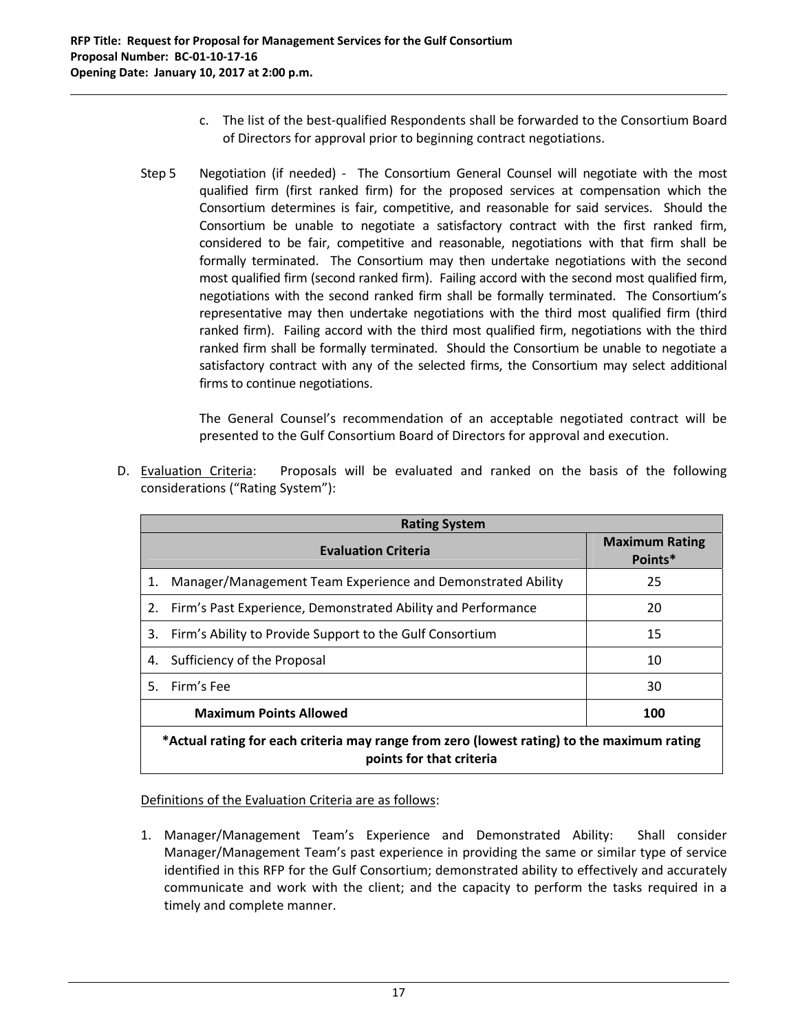c. The list of the best-qualified Respondents shall be forwarded to the Consortium Board of Directors for approval prior to beginning contract negotiations.

Step 5 Negotiation (if needed) - The Consortium General Counsel will negotiate with the most qualified firm (first ranked firm) for the proposed services at compensation which the Consortium determines is fair, competitive, and reasonable for said services. Should the Consortium be unable to negotiate a satisfactory contract with the first ranked firm, considered to be fair, competitive and reasonable, negotiations with that firm shall be formally terminated. The Consortium may then undertake negotiations with the second most qualified firm (second ranked firm). Failing accord with the second most qualified firm, negotiations with the second ranked firm shall be formally terminated. The Consortium's representative may then undertake negotiations with the third most qualified firm (third ranked firm). Failing accord with the third most qualified firm, negotiations with the third ranked firm shall be formally terminated. Should the Consortium be unable to negotiate a satisfactory contract with any of the selected firms, the Consortium may select additional firms to continue negotiations.

The General Counsel's recommendation of an acceptable negotiated contract will be presented to the Gulf Consortium Board of Directors for approval and execution.

D. <u>Evaluation Criteria</u>: Proposals will be evaluated and ranked on the basis of the following considerations ("Rating System"):

| **Rating System** | |
|---|---|
| **Evaluation Criteria** | **Maximum Rating Points*** |
| 1. Manager/Management Team Experience and Demonstrated Ability | 25 |
| 2. Firm's Past Experience, Demonstrated Ability and Performance | 20 |
| 3. Firm's Ability to Provide Support to the Gulf Consortium | 15 |
| 4. Sufficiency of the Proposal | 10 |
| 5. Firm's Fee | 30 |
| **Maximum Points Allowed** | **100** |
| ***Actual rating for each criteria may range from zero (lowest rating) to the maximum rating points for that criteria** | |

<u>Definitions of the Evaluation Criteria are as follows</u>:

1. Manager/Management Team's Experience and Demonstrated Ability: Shall consider Manager/Management Team's past experience in providing the same or similar type of service identified in this RFP for the Gulf Consortium; demonstrated ability to effectively and accurately communicate and work with the client; and the capacity to perform the tasks required in a timely and complete manner.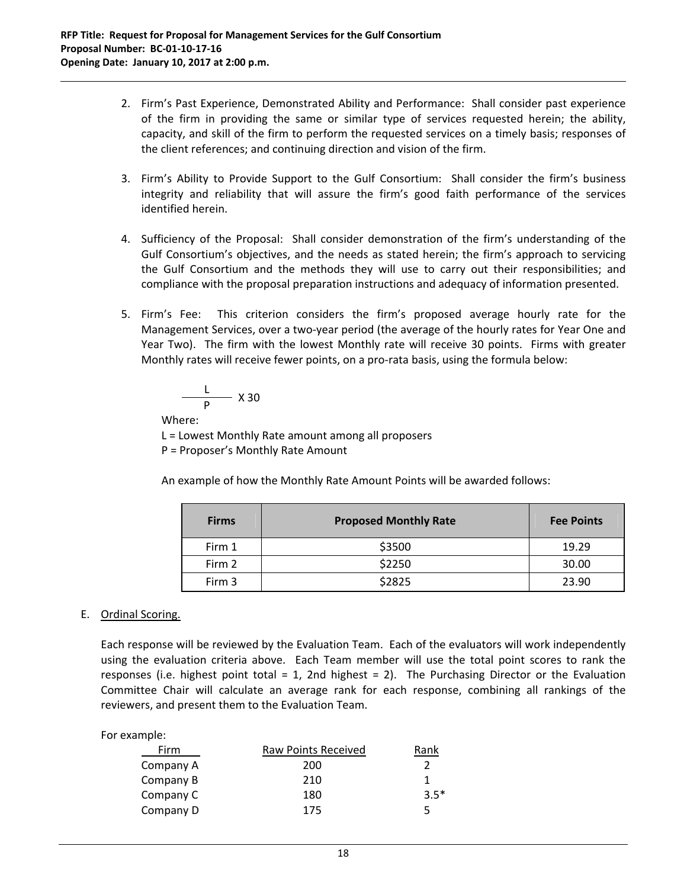2. Firm's Past Experience, Demonstrated Ability and Performance: Shall consider past experience of the firm in providing the same or similar type of services requested herein; the ability, capacity, and skill of the firm to perform the requested services on a timely basis; responses of the client references; and continuing direction and vision of the firm.

3. Firm's Ability to Provide Support to the Gulf Consortium: Shall consider the firm's business integrity and reliability that will assure the firm's good faith performance of the services identified herein.

4. Sufficiency of the Proposal: Shall consider demonstration of the firm's understanding of the Gulf Consortium's objectives, and the needs as stated herein; the firm's approach to servicing the Gulf Consortium and the methods they will use to carry out their responsibilities; and compliance with the proposal preparation instructions and adequacy of information presented.

5. Firm's Fee: This criterion considers the firm's proposed average hourly rate for the Management Services, over a two-year period (the average of the hourly rates for Year One and Year Two). The firm with the lowest Monthly rate will receive 30 points. Firms with greater Monthly rates will receive fewer points, on a pro-rata basis, using the formula below:

   $$\frac{L}{P} \text{ X } 30$$

   Where:
   L = Lowest Monthly Rate amount among all proposers
   P = Proposer's Monthly Rate Amount

   An example of how the Monthly Rate Amount Points will be awarded follows:

   | Firms | Proposed Monthly Rate | Fee Points |
   |---|---|---|
   | Firm 1 | $3500 | 19.29 |
   | Firm 2 | $2250 | 30.00 |
   | Firm 3 | $2825 | 23.90 |

E. Ordinal Scoring.

Each response will be reviewed by the Evaluation Team. Each of the evaluators will work independently using the evaluation criteria above. Each Team member will use the total point scores to rank the responses (i.e. highest point total = 1, 2nd highest = 2). The Purchasing Director or the Evaluation Committee Chair will calculate an average rank for each response, combining all rankings of the reviewers, and present them to the Evaluation Team.

For example:

| Firm | Raw Points Received | Rank |
|---|---|---|
| Company A | 200 | 2 |
| Company B | 210 | 1 |
| Company C | 180 | 3.5* |
| Company D | 175 | 5 |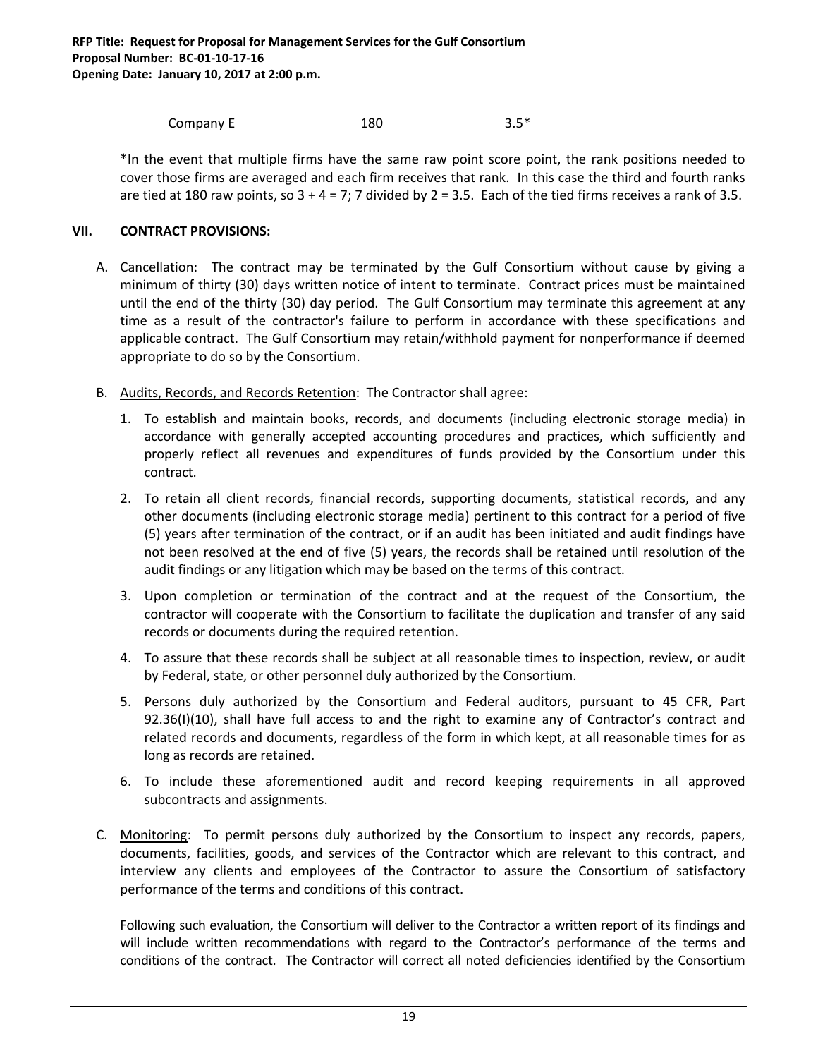| Company E | 180 | 3.5* |
|---|---|---|

*In the event that multiple firms have the same raw point score point, the rank positions needed to cover those firms are averaged and each firm receives that rank. In this case the third and fourth ranks are tied at 180 raw points, so 3 + 4 = 7; 7 divided by 2 = 3.5. Each of the tied firms receives a rank of 3.5.

## VII. CONTRACT PROVISIONS:

A. Cancellation: The contract may be terminated by the Gulf Consortium without cause by giving a minimum of thirty (30) days written notice of intent to terminate. Contract prices must be maintained until the end of the thirty (30) day period. The Gulf Consortium may terminate this agreement at any time as a result of the contractor's failure to perform in accordance with these specifications and applicable contract. The Gulf Consortium may retain/withhold payment for nonperformance if deemed appropriate to do so by the Consortium.

B. Audits, Records, and Records Retention: The Contractor shall agree:

1. To establish and maintain books, records, and documents (including electronic storage media) in accordance with generally accepted accounting procedures and practices, which sufficiently and properly reflect all revenues and expenditures of funds provided by the Consortium under this contract.
2. To retain all client records, financial records, supporting documents, statistical records, and any other documents (including electronic storage media) pertinent to this contract for a period of five (5) years after termination of the contract, or if an audit has been initiated and audit findings have not been resolved at the end of five (5) years, the records shall be retained until resolution of the audit findings or any litigation which may be based on the terms of this contract.
3. Upon completion or termination of the contract and at the request of the Consortium, the contractor will cooperate with the Consortium to facilitate the duplication and transfer of any said records or documents during the required retention.
4. To assure that these records shall be subject at all reasonable times to inspection, review, or audit by Federal, state, or other personnel duly authorized by the Consortium.
5. Persons duly authorized by the Consortium and Federal auditors, pursuant to 45 CFR, Part 92.36(I)(10), shall have full access to and the right to examine any of Contractor's contract and related records and documents, regardless of the form in which kept, at all reasonable times for as long as records are retained.
6. To include these aforementioned audit and record keeping requirements in all approved subcontracts and assignments.

C. Monitoring: To permit persons duly authorized by the Consortium to inspect any records, papers, documents, facilities, goods, and services of the Contractor which are relevant to this contract, and interview any clients and employees of the Contractor to assure the Consortium of satisfactory performance of the terms and conditions of this contract.

Following such evaluation, the Consortium will deliver to the Contractor a written report of its findings and will include written recommendations with regard to the Contractor's performance of the terms and conditions of the contract. The Contractor will correct all noted deficiencies identified by the Consortium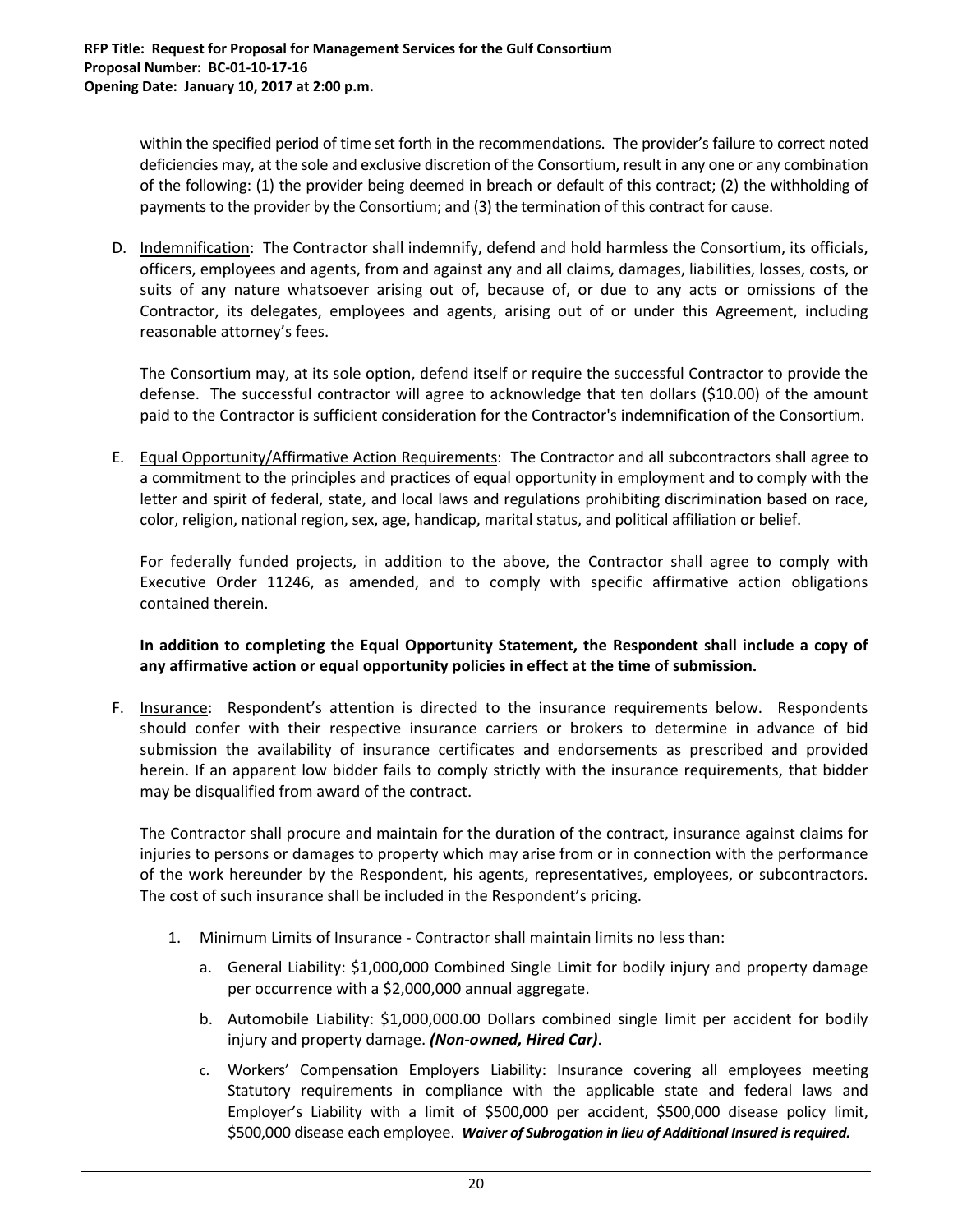within the specified period of time set forth in the recommendations. The provider's failure to correct noted deficiencies may, at the sole and exclusive discretion of the Consortium, result in any one or any combination of the following: (1) the provider being deemed in breach or default of this contract; (2) the withholding of payments to the provider by the Consortium; and (3) the termination of this contract for cause.

D. Indemnification: The Contractor shall indemnify, defend and hold harmless the Consortium, its officials, officers, employees and agents, from and against any and all claims, damages, liabilities, losses, costs, or suits of any nature whatsoever arising out of, because of, or due to any acts or omissions of the Contractor, its delegates, employees and agents, arising out of or under this Agreement, including reasonable attorney's fees.

   The Consortium may, at its sole option, defend itself or require the successful Contractor to provide the defense. The successful contractor will agree to acknowledge that ten dollars ($10.00) of the amount paid to the Contractor is sufficient consideration for the Contractor's indemnification of the Consortium.

E. Equal Opportunity/Affirmative Action Requirements: The Contractor and all subcontractors shall agree to a commitment to the principles and practices of equal opportunity in employment and to comply with the letter and spirit of federal, state, and local laws and regulations prohibiting discrimination based on race, color, religion, national region, sex, age, handicap, marital status, and political affiliation or belief.

   For federally funded projects, in addition to the above, the Contractor shall agree to comply with Executive Order 11246, as amended, and to comply with specific affirmative action obligations contained therein.

   **In addition to completing the Equal Opportunity Statement, the Respondent shall include a copy of any affirmative action or equal opportunity policies in effect at the time of submission.**

F. Insurance: Respondent's attention is directed to the insurance requirements below. Respondents should confer with their respective insurance carriers or brokers to determine in advance of bid submission the availability of insurance certificates and endorsements as prescribed and provided herein. If an apparent low bidder fails to comply strictly with the insurance requirements, that bidder may be disqualified from award of the contract.

   The Contractor shall procure and maintain for the duration of the contract, insurance against claims for injuries to persons or damages to property which may arise from or in connection with the performance of the work hereunder by the Respondent, his agents, representatives, employees, or subcontractors. The cost of such insurance shall be included in the Respondent's pricing.

   1. Minimum Limits of Insurance - Contractor shall maintain limits no less than:
      a. General Liability: $1,000,000 Combined Single Limit for bodily injury and property damage per occurrence with a $2,000,000 annual aggregate.
      b. Automobile Liability: $1,000,000.00 Dollars combined single limit per accident for bodily injury and property damage. ***(Non-owned, Hired Car)***.
      c. Workers' Compensation Employers Liability: Insurance covering all employees meeting Statutory requirements in compliance with the applicable state and federal laws and Employer's Liability with a limit of $500,000 per accident, $500,000 disease policy limit, $500,000 disease each employee. ***Waiver of Subrogation in lieu of Additional Insured is required.***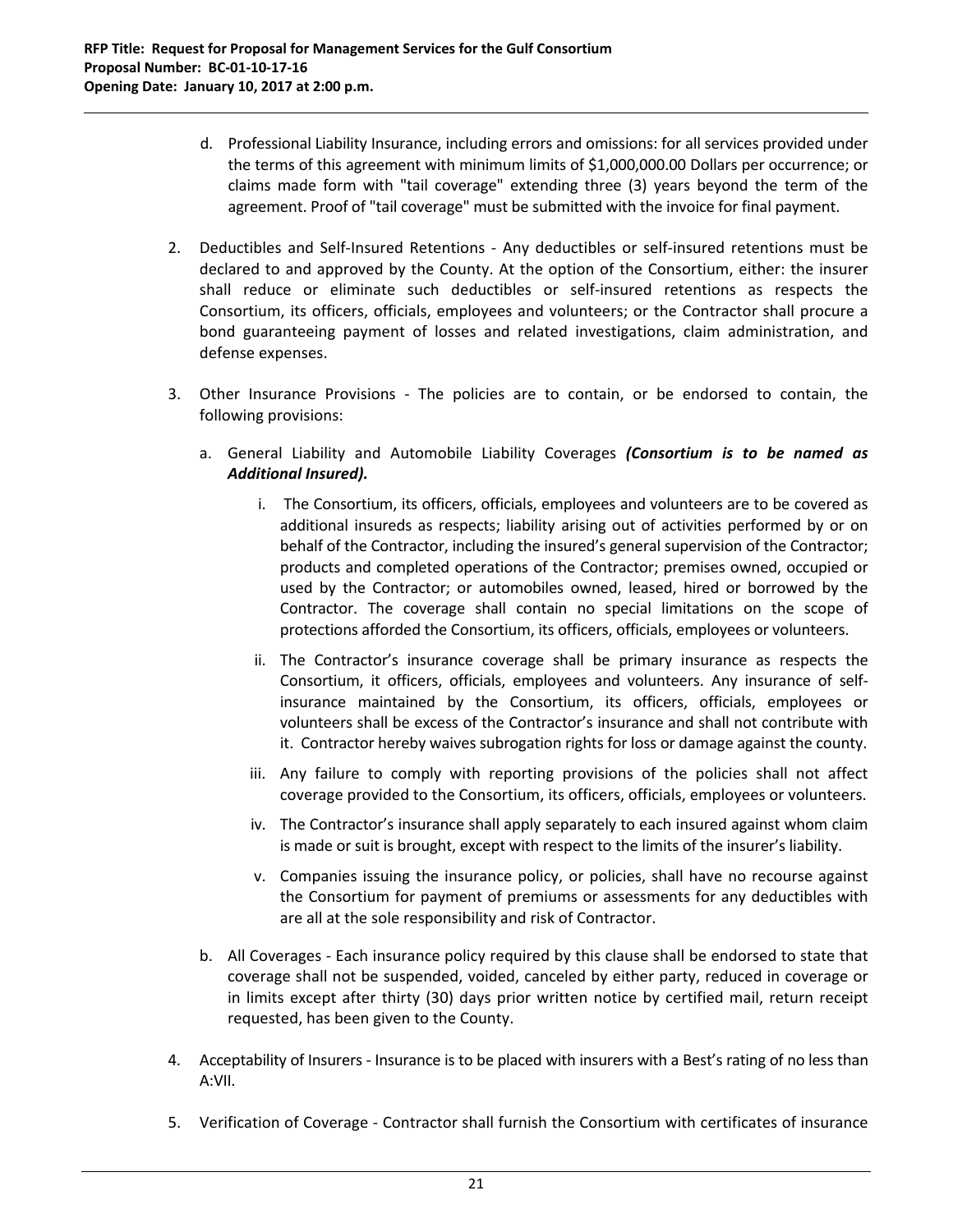d. Professional Liability Insurance, including errors and omissions: for all services provided under the terms of this agreement with minimum limits of $1,000,000.00 Dollars per occurrence; or claims made form with "tail coverage" extending three (3) years beyond the term of the agreement. Proof of "tail coverage" must be submitted with the invoice for final payment.

2. Deductibles and Self-Insured Retentions - Any deductibles or self-insured retentions must be declared to and approved by the County. At the option of the Consortium, either: the insurer shall reduce or eliminate such deductibles or self-insured retentions as respects the Consortium, its officers, officials, employees and volunteers; or the Contractor shall procure a bond guaranteeing payment of losses and related investigations, claim administration, and defense expenses.

3. Other Insurance Provisions - The policies are to contain, or be endorsed to contain, the following provisions:

   a. General Liability and Automobile Liability Coverages ***(Consortium is to be named as Additional Insured).***

      i. The Consortium, its officers, officials, employees and volunteers are to be covered as additional insureds as respects; liability arising out of activities performed by or on behalf of the Contractor, including the insured's general supervision of the Contractor; products and completed operations of the Contractor; premises owned, occupied or used by the Contractor; or automobiles owned, leased, hired or borrowed by the Contractor. The coverage shall contain no special limitations on the scope of protections afforded the Consortium, its officers, officials, employees or volunteers.

      ii. The Contractor's insurance coverage shall be primary insurance as respects the Consortium, it officers, officials, employees and volunteers. Any insurance of self-insurance maintained by the Consortium, its officers, officials, employees or volunteers shall be excess of the Contractor's insurance and shall not contribute with it. Contractor hereby waives subrogation rights for loss or damage against the county.

      iii. Any failure to comply with reporting provisions of the policies shall not affect coverage provided to the Consortium, its officers, officials, employees or volunteers.

      iv. The Contractor's insurance shall apply separately to each insured against whom claim is made or suit is brought, except with respect to the limits of the insurer's liability.

      v. Companies issuing the insurance policy, or policies, shall have no recourse against the Consortium for payment of premiums or assessments for any deductibles with are all at the sole responsibility and risk of Contractor.

   b. All Coverages - Each insurance policy required by this clause shall be endorsed to state that coverage shall not be suspended, voided, canceled by either party, reduced in coverage or in limits except after thirty (30) days prior written notice by certified mail, return receipt requested, has been given to the County.

4. Acceptability of Insurers - Insurance is to be placed with insurers with a Best's rating of no less than A:VII.

5. Verification of Coverage - Contractor shall furnish the Consortium with certificates of insurance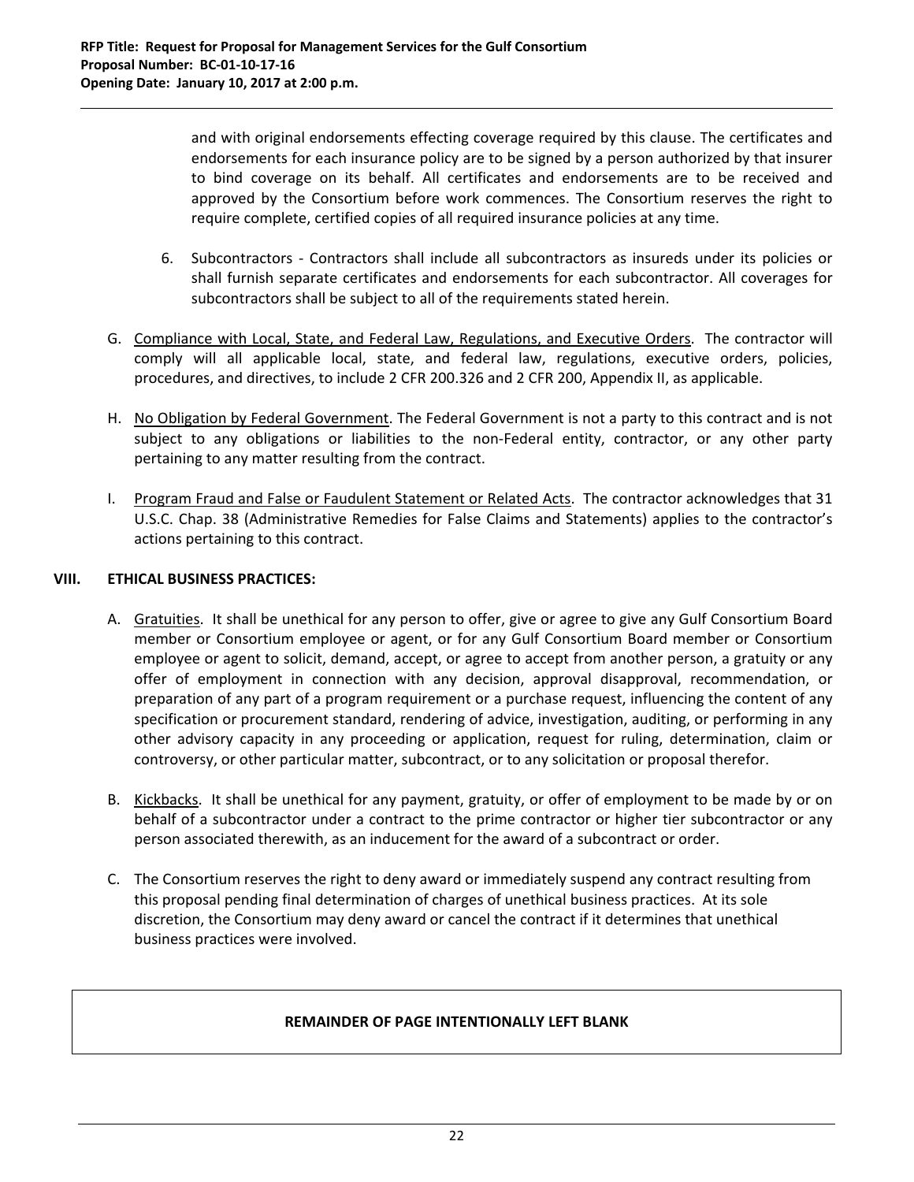and with original endorsements effecting coverage required by this clause. The certificates and endorsements for each insurance policy are to be signed by a person authorized by that insurer to bind coverage on its behalf. All certificates and endorsements are to be received and approved by the Consortium before work commences. The Consortium reserves the right to require complete, certified copies of all required insurance policies at any time.

6. Subcontractors - Contractors shall include all subcontractors as insureds under its policies or shall furnish separate certificates and endorsements for each subcontractor. All coverages for subcontractors shall be subject to all of the requirements stated herein.

G. <u>Compliance with Local, State, and Federal Law, Regulations, and Executive Orders</u>. The contractor will comply will all applicable local, state, and federal law, regulations, executive orders, policies, procedures, and directives, to include 2 CFR 200.326 and 2 CFR 200, Appendix II, as applicable.

H. <u>No Obligation by Federal Government</u>. The Federal Government is not a party to this contract and is not subject to any obligations or liabilities to the non-Federal entity, contractor, or any other party pertaining to any matter resulting from the contract.

I. <u>Program Fraud and False or Faudulent Statement or Related Acts</u>. The contractor acknowledges that 31 U.S.C. Chap. 38 (Administrative Remedies for False Claims and Statements) applies to the contractor's actions pertaining to this contract.

## VIII. ETHICAL BUSINESS PRACTICES:

A. <u>Gratuities</u>. It shall be unethical for any person to offer, give or agree to give any Gulf Consortium Board member or Consortium employee or agent, or for any Gulf Consortium Board member or Consortium employee or agent to solicit, demand, accept, or agree to accept from another person, a gratuity or any offer of employment in connection with any decision, approval disapproval, recommendation, or preparation of any part of a program requirement or a purchase request, influencing the content of any specification or procurement standard, rendering of advice, investigation, auditing, or performing in any other advisory capacity in any proceeding or application, request for ruling, determination, claim or controversy, or other particular matter, subcontract, or to any solicitation or proposal therefor.

B. <u>Kickbacks</u>. It shall be unethical for any payment, gratuity, or offer of employment to be made by or on behalf of a subcontractor under a contract to the prime contractor or higher tier subcontractor or any person associated therewith, as an inducement for the award of a subcontract or order.

C. The Consortium reserves the right to deny award or immediately suspend any contract resulting from this proposal pending final determination of charges of unethical business practices. At its sole discretion, the Consortium may deny award or cancel the contract if it determines that unethical business practices were involved.

**REMAINDER OF PAGE INTENTIONALLY LEFT BLANK**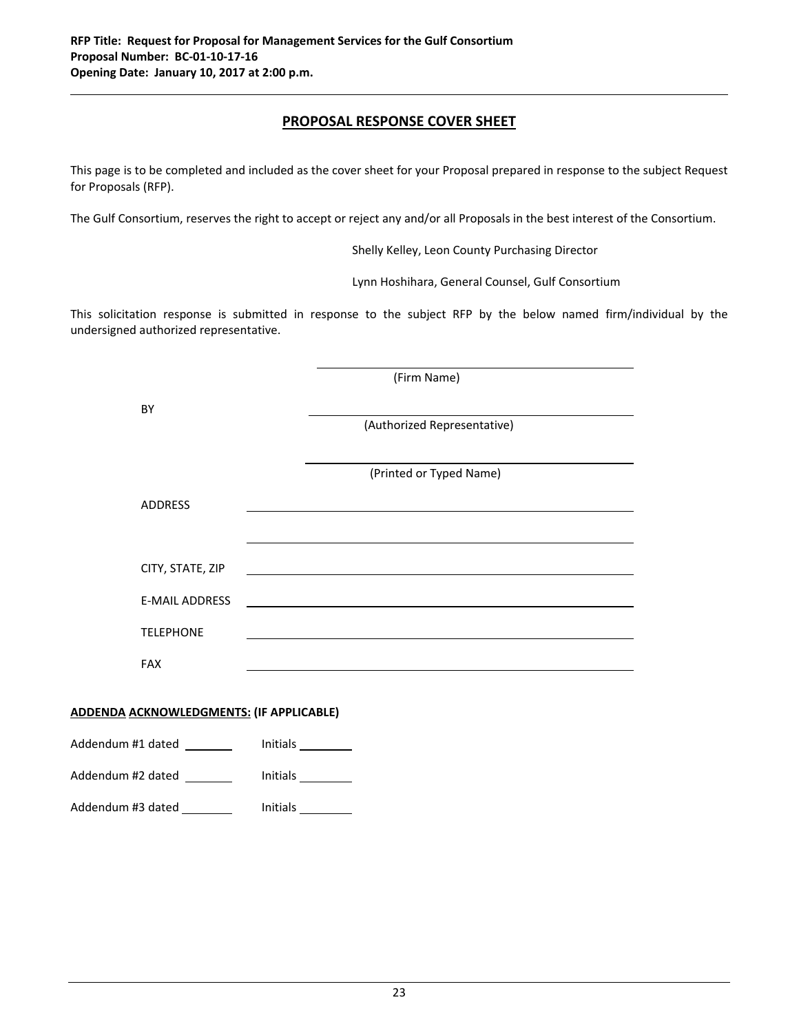RFP Title: Request for Proposal for Management Services for the Gulf Consortium
Proposal Number: BC-01-10-17-16
Opening Date: January 10, 2017 at 2:00 p.m.

## PROPOSAL RESPONSE COVER SHEET

This page is to be completed and included as the cover sheet for your Proposal prepared in response to the subject Request for Proposals (RFP).

The Gulf Consortium, reserves the right to accept or reject any and/or all Proposals in the best interest of the Consortium.

Shelly Kelley, Leon County Purchasing Director

Lynn Hoshihara, General Counsel, Gulf Consortium

This solicitation response is submitted in response to the subject RFP by the below named firm/individual by the undersigned authorized representative.

______________________________
(Firm Name)

BY ______________________________
(Authorized Representative)

______________________________
(Printed or Typed Name)

ADDRESS ______________________________

______________________________

CITY, STATE, ZIP ______________________________

E-MAIL ADDRESS ______________________________

TELEPHONE ______________________________

FAX ______________________________

**ADDENDA ACKNOWLEDGMENTS: (IF APPLICABLE)**

Addendum #1 dated ________ Initials ________

Addendum #2 dated ________ Initials ________

Addendum #3 dated ________ Initials ________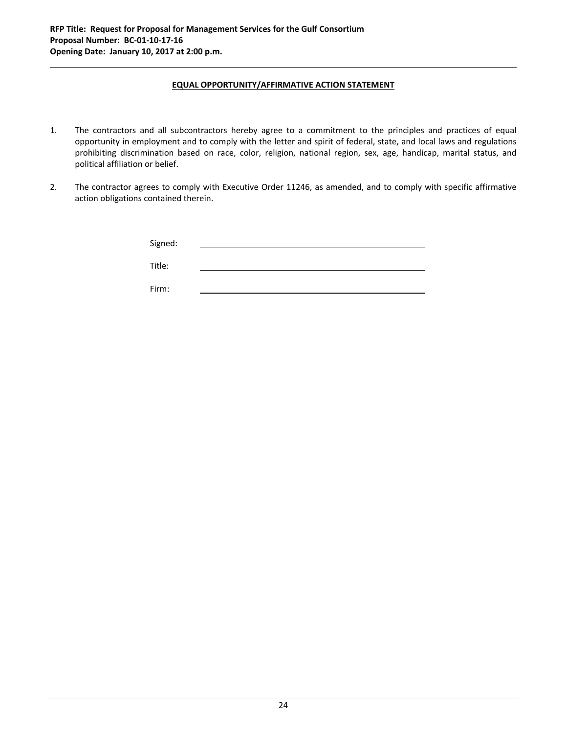## EQUAL OPPORTUNITY/AFFIRMATIVE ACTION STATEMENT

1. The contractors and all subcontractors hereby agree to a commitment to the principles and practices of equal opportunity in employment and to comply with the letter and spirit of federal, state, and local laws and regulations prohibiting discrimination based on race, color, religion, national region, sex, age, handicap, marital status, and political affiliation or belief.

2. The contractor agrees to comply with Executive Order 11246, as amended, and to comply with specific affirmative action obligations contained therein.

Signed: ______________________________

Title: ______________________________

Firm: ______________________________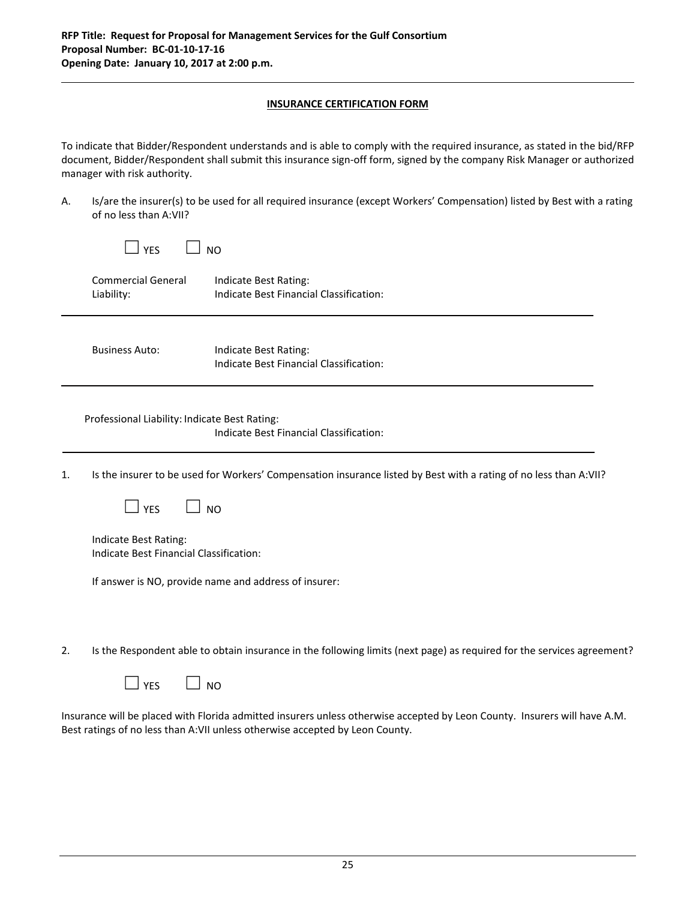**RFP Title: Request for Proposal for Management Services for the Gulf Consortium**
**Proposal Number: BC-01-10-17-16**
**Opening Date: January 10, 2017 at 2:00 p.m.**

---

## INSURANCE CERTIFICATION FORM

To indicate that Bidder/Respondent understands and is able to comply with the required insurance, as stated in the bid/RFP document, Bidder/Respondent shall submit this insurance sign-off form, signed by the company Risk Manager or authorized manager with risk authority.

A. Is/are the insurer(s) to be used for all required insurance (except Workers' Compensation) listed by Best with a rating of no less than A:VII?

☐ YES ☐ NO

Commercial General Liability: Indicate Best Rating:
Indicate Best Financial Classification:

---

Business Auto: Indicate Best Rating:
Indicate Best Financial Classification:

---

Professional Liability: Indicate Best Rating:
Indicate Best Financial Classification:

---

1. Is the insurer to be used for Workers' Compensation insurance listed by Best with a rating of no less than A:VII?

   ☐ YES ☐ NO

   Indicate Best Rating:
   Indicate Best Financial Classification:

   If answer is NO, provide name and address of insurer:

2. Is the Respondent able to obtain insurance in the following limits (next page) as required for the services agreement?

   ☐ YES ☐ NO

Insurance will be placed with Florida admitted insurers unless otherwise accepted by Leon County. Insurers will have A.M. Best ratings of no less than A:VII unless otherwise accepted by Leon County.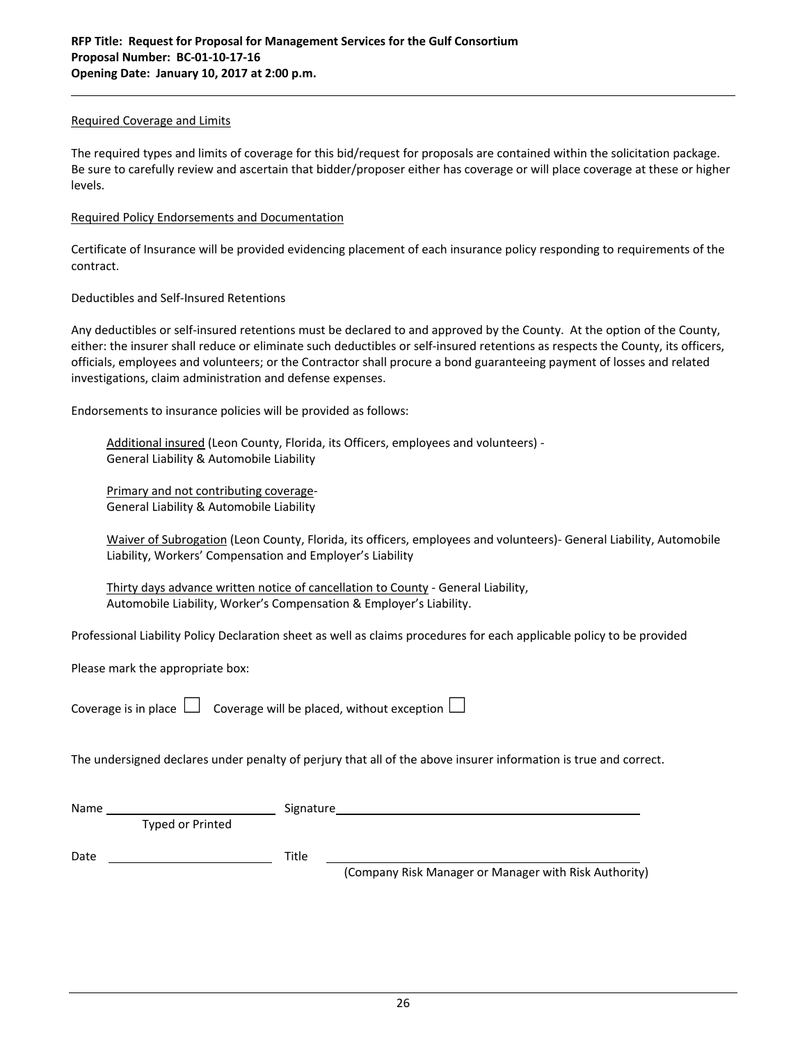Required Coverage and Limits

The required types and limits of coverage for this bid/request for proposals are contained within the solicitation package. Be sure to carefully review and ascertain that bidder/proposer either has coverage or will place coverage at these or higher levels.

Required Policy Endorsements and Documentation

Certificate of Insurance will be provided evidencing placement of each insurance policy responding to requirements of the contract.

Deductibles and Self-Insured Retentions

Any deductibles or self-insured retentions must be declared to and approved by the County. At the option of the County, either: the insurer shall reduce or eliminate such deductibles or self-insured retentions as respects the County, its officers, officials, employees and volunteers; or the Contractor shall procure a bond guaranteeing payment of losses and related investigations, claim administration and defense expenses.

Endorsements to insurance policies will be provided as follows:

> Additional insured (Leon County, Florida, its Officers, employees and volunteers) -
> General Liability & Automobile Liability
>
> Primary and not contributing coverage-
> General Liability & Automobile Liability
>
> Waiver of Subrogation (Leon County, Florida, its officers, employees and volunteers)- General Liability, Automobile Liability, Workers' Compensation and Employer's Liability
>
> Thirty days advance written notice of cancellation to County - General Liability,
> Automobile Liability, Worker's Compensation & Employer's Liability.

Professional Liability Policy Declaration sheet as well as claims procedures for each applicable policy to be provided

Please mark the appropriate box:

Coverage is in place ☐ Coverage will be placed, without exception ☐

The undersigned declares under penalty of perjury that all of the above insurer information is true and correct.

Name ________________________ Signature ________________________________________________
Typed or Printed

Date ________________________ Title ________________________________________________
(Company Risk Manager or Manager with Risk Authority)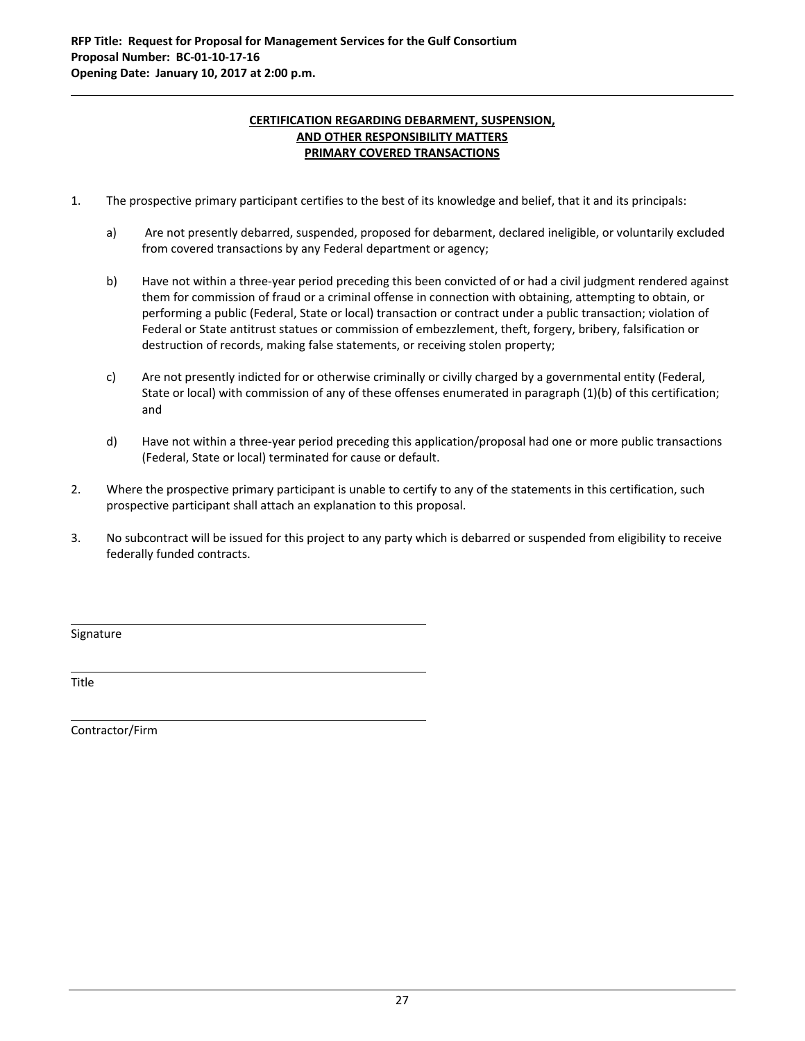**RFP Title: Request for Proposal for Management Services for the Gulf Consortium**
**Proposal Number: BC-01-10-17-16**
**Opening Date: January 10, 2017 at 2:00 p.m.**

---

## CERTIFICATION REGARDING DEBARMENT, SUSPENSION, AND OTHER RESPONSIBILITY MATTERS PRIMARY COVERED TRANSACTIONS

1. The prospective primary participant certifies to the best of its knowledge and belief, that it and its principals:

   a) Are not presently debarred, suspended, proposed for debarment, declared ineligible, or voluntarily excluded from covered transactions by any Federal department or agency;

   b) Have not within a three-year period preceding this been convicted of or had a civil judgment rendered against them for commission of fraud or a criminal offense in connection with obtaining, attempting to obtain, or performing a public (Federal, State or local) transaction or contract under a public transaction; violation of Federal or State antitrust statues or commission of embezzlement, theft, forgery, bribery, falsification or destruction of records, making false statements, or receiving stolen property;

   c) Are not presently indicted for or otherwise criminally or civilly charged by a governmental entity (Federal, State or local) with commission of any of these offenses enumerated in paragraph (1)(b) of this certification; and

   d) Have not within a three-year period preceding this application/proposal had one or more public transactions (Federal, State or local) terminated for cause or default.

2. Where the prospective primary participant is unable to certify to any of the statements in this certification, such prospective participant shall attach an explanation to this proposal.

3. No subcontract will be issued for this project to any party which is debarred or suspended from eligibility to receive federally funded contracts.

\_\_\_\_\_\_\_\_\_\_\_\_\_\_\_\_\_\_\_\_\_\_\_\_\_\_\_\_\_\_\_\_\_\_\_\_\_\_\_\_
Signature

\_\_\_\_\_\_\_\_\_\_\_\_\_\_\_\_\_\_\_\_\_\_\_\_\_\_\_\_\_\_\_\_\_\_\_\_\_\_\_\_
Title

\_\_\_\_\_\_\_\_\_\_\_\_\_\_\_\_\_\_\_\_\_\_\_\_\_\_\_\_\_\_\_\_\_\_\_\_\_\_\_\_
Contractor/Firm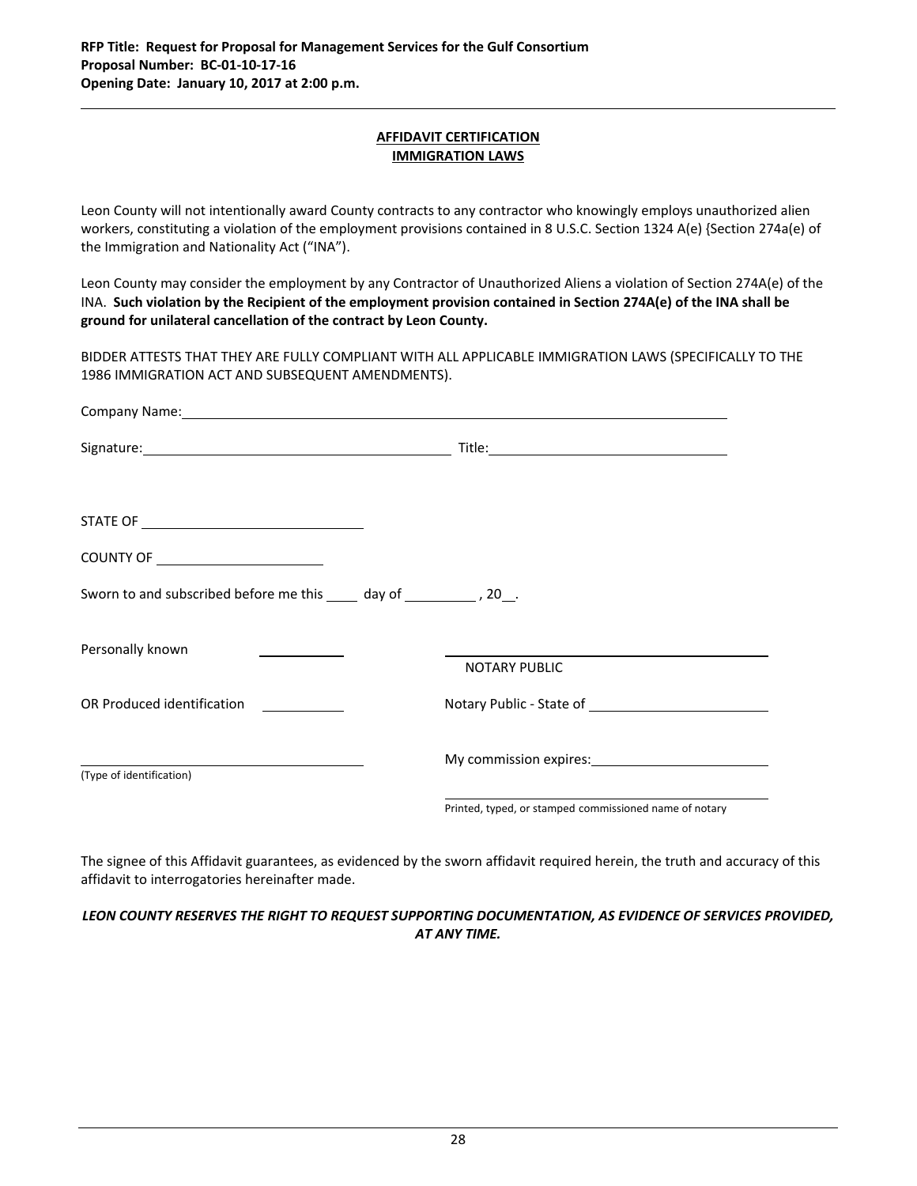## AFFIDAVIT CERTIFICATION
## IMMIGRATION LAWS

Leon County will not intentionally award County contracts to any contractor who knowingly employs unauthorized alien workers, constituting a violation of the employment provisions contained in 8 U.S.C. Section 1324 A(e) {Section 274a(e) of the Immigration and Nationality Act ("INA").

Leon County may consider the employment by any Contractor of Unauthorized Aliens a violation of Section 274A(e) of the INA. **Such violation by the Recipient of the employment provision contained in Section 274A(e) of the INA shall be ground for unilateral cancellation of the contract by Leon County.**

BIDDER ATTESTS THAT THEY ARE FULLY COMPLIANT WITH ALL APPLICABLE IMMIGRATION LAWS (SPECIFICALLY TO THE 1986 IMMIGRATION ACT AND SUBSEQUENT AMENDMENTS).

Company Name:\_\_\_\_\_\_\_\_\_\_\_\_\_\_\_\_\_\_\_\_\_\_\_\_\_\_\_\_\_\_\_\_\_\_\_\_\_\_\_\_\_\_\_\_

Signature:\_\_\_\_\_\_\_\_\_\_\_\_\_\_\_\_\_\_\_\_\_\_\_\_\_\_\_\_ Title:\_\_\_\_\_\_\_\_\_\_\_\_\_\_\_\_\_\_\_\_\_\_

STATE OF \_\_\_\_\_\_\_\_\_\_\_\_\_\_\_\_\_\_\_\_

COUNTY OF \_\_\_\_\_\_\_\_\_\_\_\_\_\_\_\_

Sworn to and subscribed before me this \_\_\_\_ day of \_\_\_\_\_\_\_\_\_ , 20\_\_.

Personally known \_\_\_\_\_\_\_\_\_\_

\_\_\_\_\_\_\_\_\_\_\_\_\_\_\_\_\_\_\_\_\_\_\_\_\_\_\_\_\_\_\_\_
NOTARY PUBLIC

OR Produced identification \_\_\_\_\_\_\_\_\_\_

Notary Public - State of \_\_\_\_\_\_\_\_\_\_\_\_\_\_\_\_\_\_

\_\_\_\_\_\_\_\_\_\_\_\_\_\_\_\_\_\_\_\_\_\_\_\_\_\_\_\_
(Type of identification)

My commission expires:\_\_\_\_\_\_\_\_\_\_\_\_\_\_\_\_\_\_

\_\_\_\_\_\_\_\_\_\_\_\_\_\_\_\_\_\_\_\_\_\_\_\_\_\_\_\_\_\_\_\_
Printed, typed, or stamped commissioned name of notary

The signee of this Affidavit guarantees, as evidenced by the sworn affidavit required herein, the truth and accuracy of this affidavit to interrogatories hereinafter made.

***LEON COUNTY RESERVES THE RIGHT TO REQUEST SUPPORTING DOCUMENTATION, AS EVIDENCE OF SERVICES PROVIDED, AT ANY TIME.***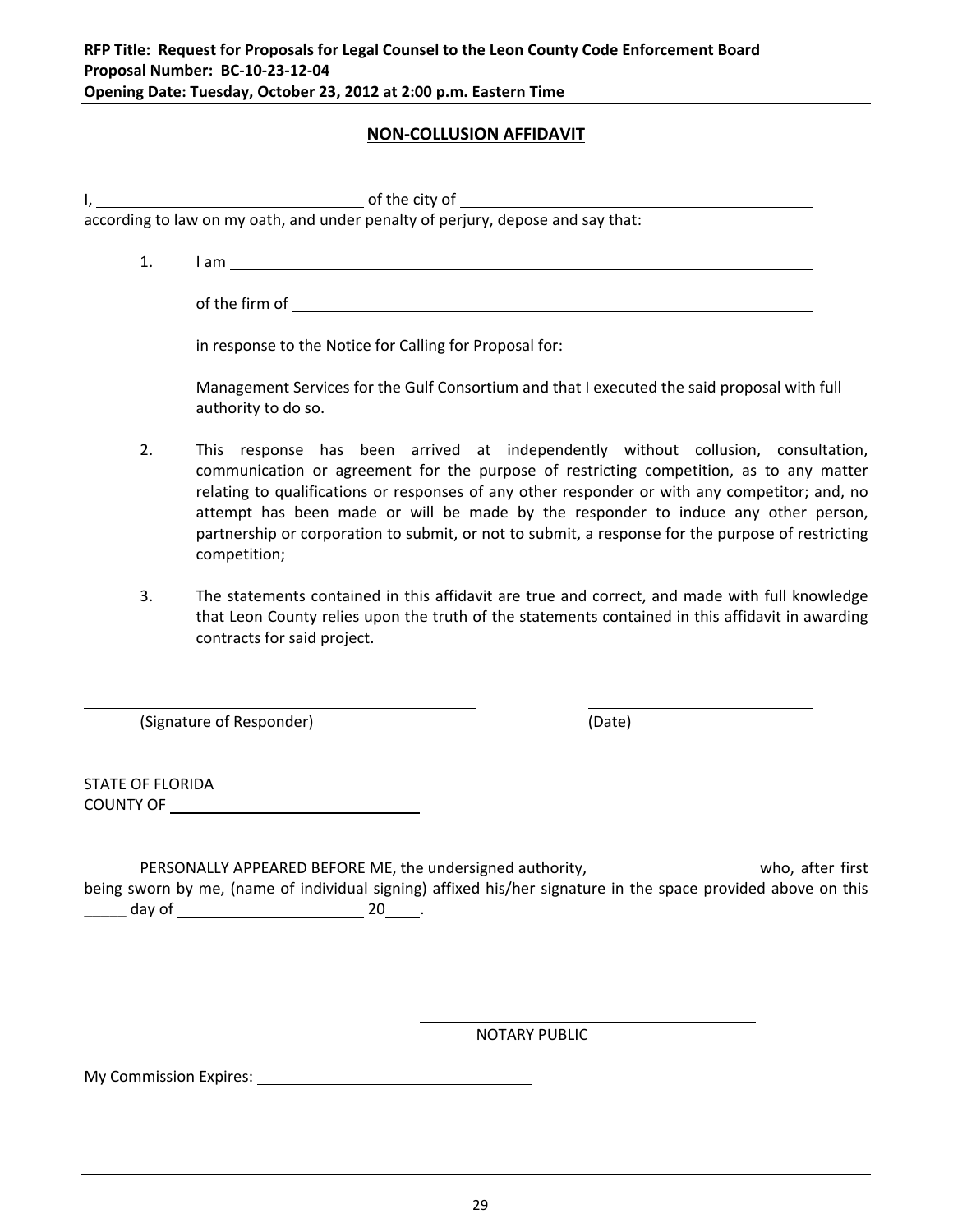RFP Title: Request for Proposals for Legal Counsel to the Leon County Code Enforcement Board
Proposal Number: BC-10-23-12-04
Opening Date: Tuesday, October 23, 2012 at 2:00 p.m. Eastern Time

## NON-COLLUSION AFFIDAVIT

I, ______________________________ of the city of ________________________________________
according to law on my oath, and under penalty of perjury, depose and say that:

1. I am ________________________________________________________________________

   of the firm of ___________________________________________________________________

   in response to the Notice for Calling for Proposal for:

   Management Services for the Gulf Consortium and that I executed the said proposal with full authority to do so.

2. This response has been arrived at independently without collusion, consultation, communication or agreement for the purpose of restricting competition, as to any matter relating to qualifications or responses of any other responder or with any competitor; and, no attempt has been made or will be made by the responder to induce any other person, partnership or corporation to submit, or not to submit, a response for the purpose of restricting competition;

3. The statements contained in this affidavit are true and correct, and made with full knowledge that Leon County relies upon the truth of the statements contained in this affidavit in awarding contracts for said project.

_________________________________________ &nbsp;&nbsp;&nbsp;&nbsp;&nbsp;&nbsp;&nbsp;&nbsp; _________________________
(Signature of Responder) &nbsp;&nbsp;&nbsp;&nbsp;&nbsp;&nbsp;&nbsp;&nbsp;&nbsp;&nbsp;&nbsp;&nbsp;&nbsp;&nbsp;&nbsp;&nbsp;&nbsp;&nbsp;&nbsp;&nbsp;&nbsp;&nbsp;&nbsp;&nbsp;&nbsp;&nbsp; (Date)

STATE OF FLORIDA
COUNTY OF ____________________________

______PERSONALLY APPEARED BEFORE ME, the undersigned authority, __________________ who, after first being sworn by me, (name of individual signing) affixed his/her signature in the space provided above on this _____ day of _____________________ 20____.

_________________________________________
NOTARY PUBLIC

My Commission Expires: _______________________________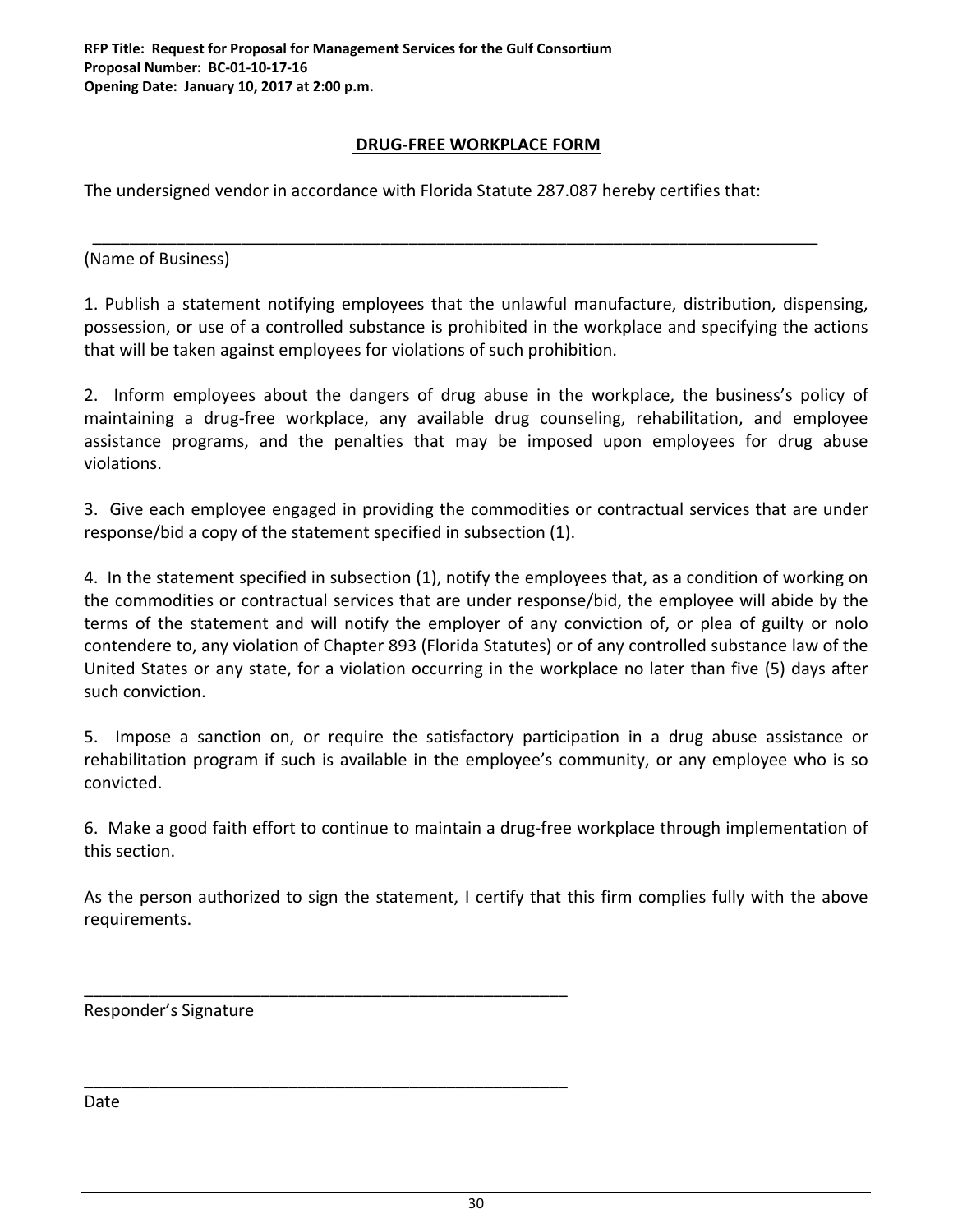# DRUG-FREE WORKPLACE FORM

The undersigned vendor in accordance with Florida Statute 287.087 hereby certifies that:

\_\_\_\_\_\_\_\_\_\_\_\_\_\_\_\_\_\_\_\_\_\_\_\_\_\_\_\_\_\_\_\_\_\_\_\_\_\_\_\_\_\_\_\_\_\_\_\_\_\_\_\_\_\_\_\_\_\_\_\_\_\_\_\_\_\_\_\_\_\_\_\_
(Name of Business)

1. Publish a statement notifying employees that the unlawful manufacture, distribution, dispensing, possession, or use of a controlled substance is prohibited in the workplace and specifying the actions that will be taken against employees for violations of such prohibition.

2. Inform employees about the dangers of drug abuse in the workplace, the business's policy of maintaining a drug-free workplace, any available drug counseling, rehabilitation, and employee assistance programs, and the penalties that may be imposed upon employees for drug abuse violations.

3. Give each employee engaged in providing the commodities or contractual services that are under response/bid a copy of the statement specified in subsection (1).

4. In the statement specified in subsection (1), notify the employees that, as a condition of working on the commodities or contractual services that are under response/bid, the employee will abide by the terms of the statement and will notify the employer of any conviction of, or plea of guilty or nolo contendere to, any violation of Chapter 893 (Florida Statutes) or of any controlled substance law of the United States or any state, for a violation occurring in the workplace no later than five (5) days after such conviction.

5. Impose a sanction on, or require the satisfactory participation in a drug abuse assistance or rehabilitation program if such is available in the employee's community, or any employee who is so convicted.

6. Make a good faith effort to continue to maintain a drug-free workplace through implementation of this section.

As the person authorized to sign the statement, I certify that this firm complies fully with the above requirements.

\_\_\_\_\_\_\_\_\_\_\_\_\_\_\_\_\_\_\_\_\_\_\_\_\_\_\_\_\_\_\_\_\_\_\_\_\_\_\_\_\_\_\_\_\_\_\_\_
Responder's Signature

\_\_\_\_\_\_\_\_\_\_\_\_\_\_\_\_\_\_\_\_\_\_\_\_\_\_\_\_\_\_\_\_\_\_\_\_\_\_\_\_\_\_\_\_\_\_\_\_
Date